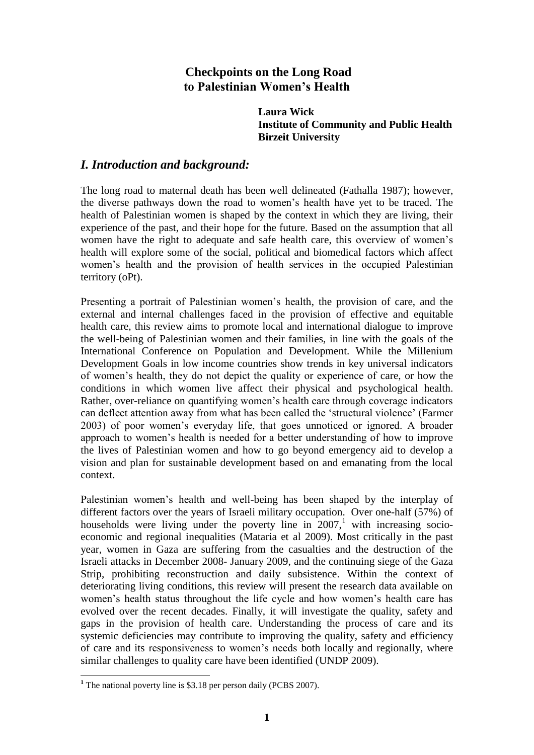# Checkpoints on the Long Road to Palestinian Women's Health

**Laura Wick**
**Institute of Community and Public Health**
**Birzeit University**

## *I. Introduction and background:*

The long road to maternal death has been well delineated (Fathalla 1987); however, the diverse pathways down the road to women's health have yet to be traced. The health of Palestinian women is shaped by the context in which they are living, their experience of the past, and their hope for the future. Based on the assumption that all women have the right to adequate and safe health care, this overview of women's health will explore some of the social, political and biomedical factors which affect women's health and the provision of health services in the occupied Palestinian territory (oPt).

Presenting a portrait of Palestinian women's health, the provision of care, and the external and internal challenges faced in the provision of effective and equitable health care, this review aims to promote local and international dialogue to improve the well-being of Palestinian women and their families, in line with the goals of the International Conference on Population and Development. While the Millenium Development Goals in low income countries show trends in key universal indicators of women's health, they do not depict the quality or experience of care, or how the conditions in which women live affect their physical and psychological health. Rather, over-reliance on quantifying women's health care through coverage indicators can deflect attention away from what has been called the 'structural violence' (Farmer 2003) of poor women's everyday life, that goes unnoticed or ignored. A broader approach to women's health is needed for a better understanding of how to improve the lives of Palestinian women and how to go beyond emergency aid to develop a vision and plan for sustainable development based on and emanating from the local context.

Palestinian women's health and well-being has been shaped by the interplay of different factors over the years of Israeli military occupation. Over one-half (57%) of households were living under the poverty line in 2007,[1] with increasing socio-economic and regional inequalities (Mataria et al 2009). Most critically in the past year, women in Gaza are suffering from the casualties and the destruction of the Israeli attacks in December 2008- January 2009, and the continuing siege of the Gaza Strip, prohibiting reconstruction and daily subsistence. Within the context of deteriorating living conditions, this review will present the research data available on women's health status throughout the life cycle and how women's health care has evolved over the recent decades. Finally, it will investigate the quality, safety and gaps in the provision of health care. Understanding the process of care and its systemic deficiencies may contribute to improving the quality, safety and efficiency of care and its responsiveness to women's needs both locally and regionally, where similar challenges to quality care have been identified (UNDP 2009).

[1] The national poverty line is $3.18 per person daily (PCBS 2007).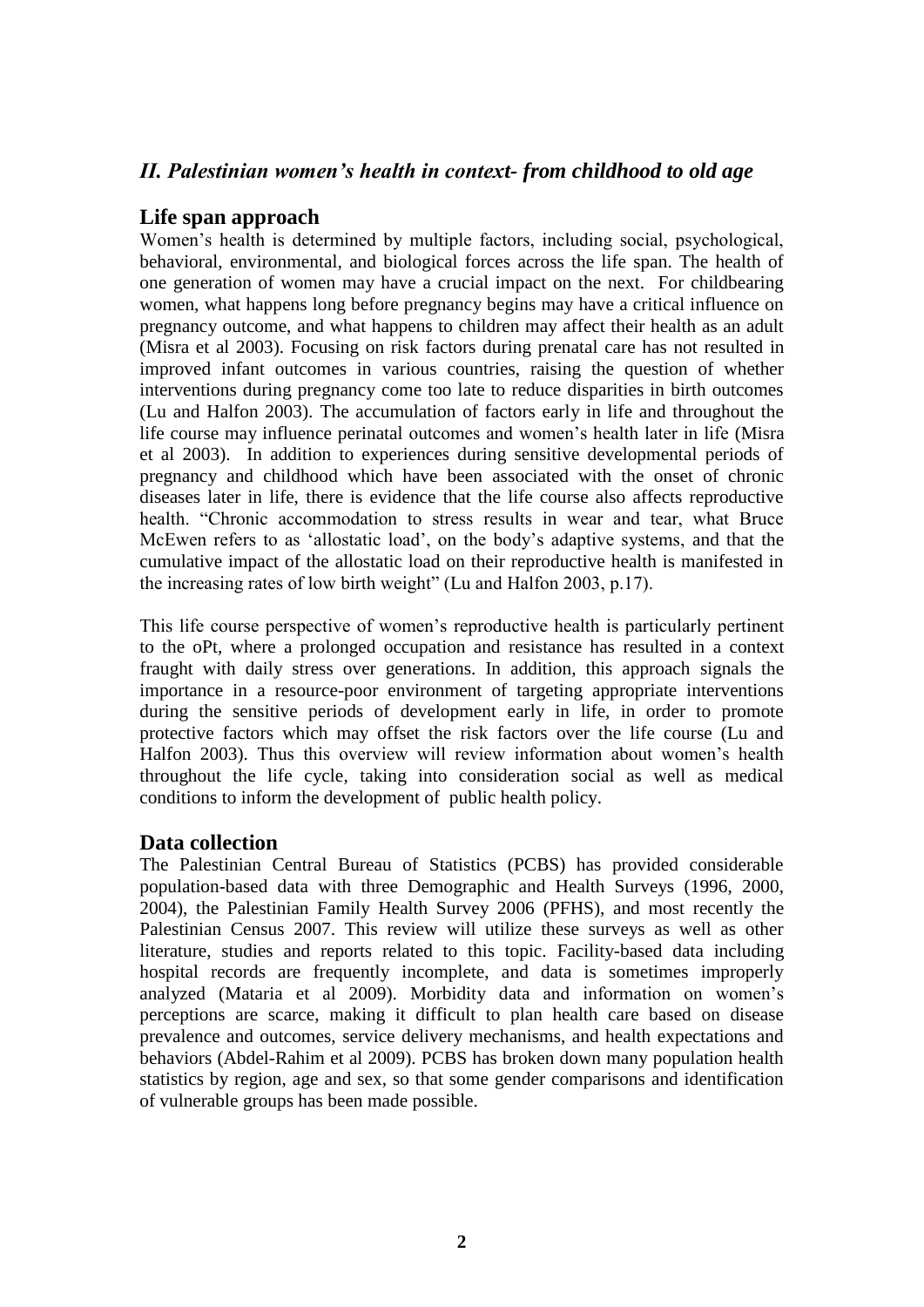## *II. Palestinian women's health in context- from childhood to old age*

### Life span approach

Women's health is determined by multiple factors, including social, psychological, behavioral, environmental, and biological forces across the life span. The health of one generation of women may have a crucial impact on the next. For childbearing women, what happens long before pregnancy begins may have a critical influence on pregnancy outcome, and what happens to children may affect their health as an adult (Misra et al 2003). Focusing on risk factors during prenatal care has not resulted in improved infant outcomes in various countries, raising the question of whether interventions during pregnancy come too late to reduce disparities in birth outcomes (Lu and Halfon 2003). The accumulation of factors early in life and throughout the life course may influence perinatal outcomes and women's health later in life (Misra et al 2003). In addition to experiences during sensitive developmental periods of pregnancy and childhood which have been associated with the onset of chronic diseases later in life, there is evidence that the life course also affects reproductive health. "Chronic accommodation to stress results in wear and tear, what Bruce McEwen refers to as 'allostatic load', on the body's adaptive systems, and that the cumulative impact of the allostatic load on their reproductive health is manifested in the increasing rates of low birth weight" (Lu and Halfon 2003, p.17).

This life course perspective of women's reproductive health is particularly pertinent to the oPt, where a prolonged occupation and resistance has resulted in a context fraught with daily stress over generations. In addition, this approach signals the importance in a resource-poor environment of targeting appropriate interventions during the sensitive periods of development early in life, in order to promote protective factors which may offset the risk factors over the life course (Lu and Halfon 2003). Thus this overview will review information about women's health throughout the life cycle, taking into consideration social as well as medical conditions to inform the development of public health policy.

### Data collection

The Palestinian Central Bureau of Statistics (PCBS) has provided considerable population-based data with three Demographic and Health Surveys (1996, 2000, 2004), the Palestinian Family Health Survey 2006 (PFHS), and most recently the Palestinian Census 2007. This review will utilize these surveys as well as other literature, studies and reports related to this topic. Facility-based data including hospital records are frequently incomplete, and data is sometimes improperly analyzed (Mataria et al 2009). Morbidity data and information on women's perceptions are scarce, making it difficult to plan health care based on disease prevalence and outcomes, service delivery mechanisms, and health expectations and behaviors (Abdel-Rahim et al 2009). PCBS has broken down many population health statistics by region, age and sex, so that some gender comparisons and identification of vulnerable groups has been made possible.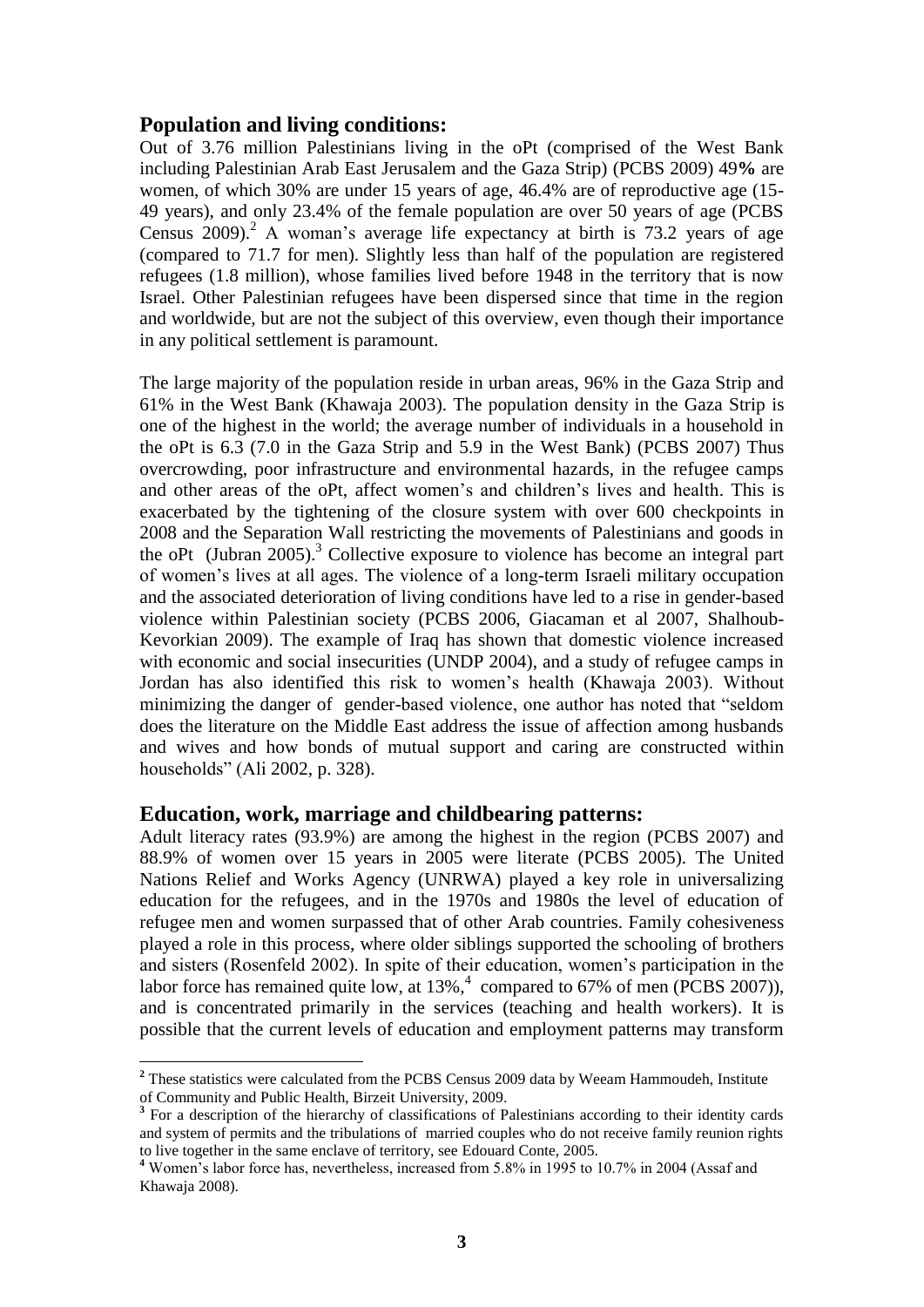## Population and living conditions:

Out of 3.76 million Palestinians living in the oPt (comprised of the West Bank including Palestinian Arab East Jerusalem and the Gaza Strip) (PCBS 2009) 49**%** are women, of which 30% are under 15 years of age, 46.4% are of reproductive age (15-49 years), and only 23.4% of the female population are over 50 years of age (PCBS Census 2009).[2] A woman's average life expectancy at birth is 73.2 years of age (compared to 71.7 for men). Slightly less than half of the population are registered refugees (1.8 million), whose families lived before 1948 in the territory that is now Israel. Other Palestinian refugees have been dispersed since that time in the region and worldwide, but are not the subject of this overview, even though their importance in any political settlement is paramount.

The large majority of the population reside in urban areas, 96% in the Gaza Strip and 61% in the West Bank (Khawaja 2003). The population density in the Gaza Strip is one of the highest in the world; the average number of individuals in a household in the oPt is 6.3 (7.0 in the Gaza Strip and 5.9 in the West Bank) (PCBS 2007) Thus overcrowding, poor infrastructure and environmental hazards, in the refugee camps and other areas of the oPt, affect women's and children's lives and health. This is exacerbated by the tightening of the closure system with over 600 checkpoints in 2008 and the Separation Wall restricting the movements of Palestinians and goods in the oPt (Jubran 2005).[3] Collective exposure to violence has become an integral part of women's lives at all ages. The violence of a long-term Israeli military occupation and the associated deterioration of living conditions have led to a rise in gender-based violence within Palestinian society (PCBS 2006, Giacaman et al 2007, Shalhoub-Kevorkian 2009). The example of Iraq has shown that domestic violence increased with economic and social insecurities (UNDP 2004), and a study of refugee camps in Jordan has also identified this risk to women's health (Khawaja 2003). Without minimizing the danger of gender-based violence, one author has noted that "seldom does the literature on the Middle East address the issue of affection among husbands and wives and how bonds of mutual support and caring are constructed within households" (Ali 2002, p. 328).

## Education, work, marriage and childbearing patterns:

Adult literacy rates (93.9%) are among the highest in the region (PCBS 2007) and 88.9% of women over 15 years in 2005 were literate (PCBS 2005). The United Nations Relief and Works Agency (UNRWA) played a key role in universalizing education for the refugees, and in the 1970s and 1980s the level of education of refugee men and women surpassed that of other Arab countries. Family cohesiveness played a role in this process, where older siblings supported the schooling of brothers and sisters (Rosenfeld 2002). In spite of their education, women's participation in the labor force has remained quite low, at 13%,[4] compared to 67% of men (PCBS 2007)), and is concentrated primarily in the services (teaching and health workers). It is possible that the current levels of education and employment patterns may transform

---

[2] These statistics were calculated from the PCBS Census 2009 data by Weeam Hammoudeh, Institute of Community and Public Health, Birzeit University, 2009.

[3] For a description of the hierarchy of classifications of Palestinians according to their identity cards and system of permits and the tribulations of married couples who do not receive family reunion rights to live together in the same enclave of territory, see Edouard Conte, 2005.

[4] Women's labor force has, nevertheless, increased from 5.8% in 1995 to 10.7% in 2004 (Assaf and Khawaja 2008).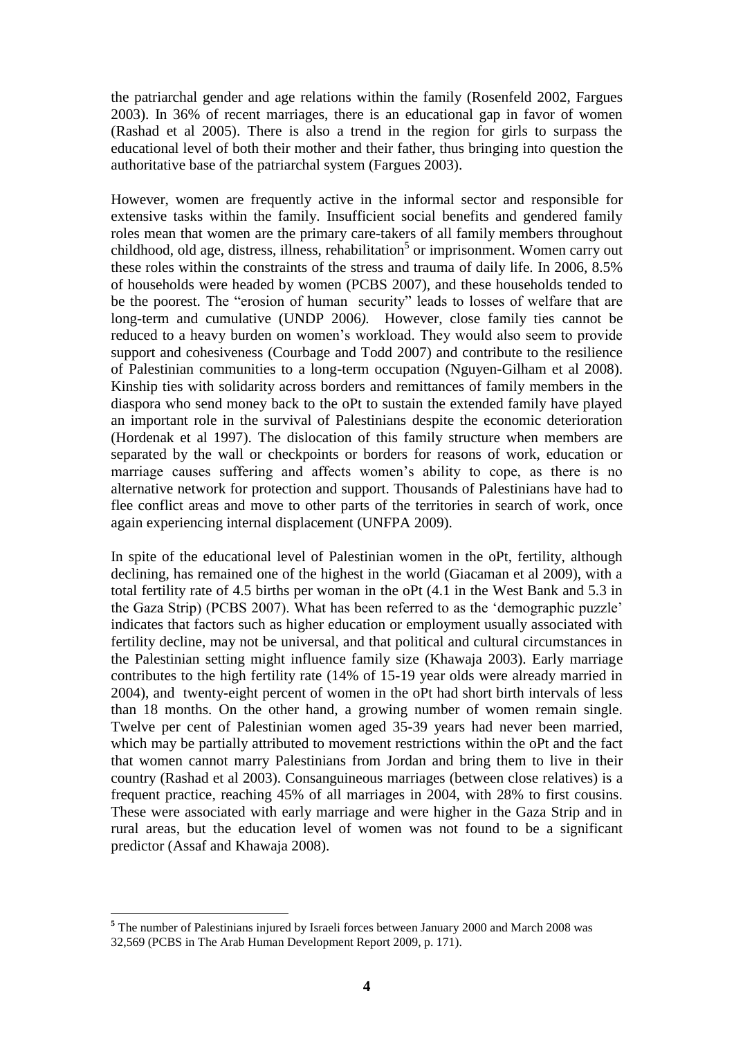the patriarchal gender and age relations within the family (Rosenfeld 2002, Fargues 2003). In 36% of recent marriages, there is an educational gap in favor of women (Rashad et al 2005). There is also a trend in the region for girls to surpass the educational level of both their mother and their father, thus bringing into question the authoritative base of the patriarchal system (Fargues 2003).

However, women are frequently active in the informal sector and responsible for extensive tasks within the family. Insufficient social benefits and gendered family roles mean that women are the primary care-takers of all family members throughout childhood, old age, distress, illness, rehabilitation[5] or imprisonment. Women carry out these roles within the constraints of the stress and trauma of daily life. In 2006, 8.5% of households were headed by women (PCBS 2007), and these households tended to be the poorest. The "erosion of human security" leads to losses of welfare that are long-term and cumulative (UNDP 2006*).* However, close family ties cannot be reduced to a heavy burden on women's workload. They would also seem to provide support and cohesiveness (Courbage and Todd 2007) and contribute to the resilience of Palestinian communities to a long-term occupation (Nguyen-Gilham et al 2008). Kinship ties with solidarity across borders and remittances of family members in the diaspora who send money back to the oPt to sustain the extended family have played an important role in the survival of Palestinians despite the economic deterioration (Hordenak et al 1997). The dislocation of this family structure when members are separated by the wall or checkpoints or borders for reasons of work, education or marriage causes suffering and affects women's ability to cope, as there is no alternative network for protection and support. Thousands of Palestinians have had to flee conflict areas and move to other parts of the territories in search of work, once again experiencing internal displacement (UNFPA 2009).

In spite of the educational level of Palestinian women in the oPt, fertility, although declining, has remained one of the highest in the world (Giacaman et al 2009), with a total fertility rate of 4.5 births per woman in the oPt (4.1 in the West Bank and 5.3 in the Gaza Strip) (PCBS 2007). What has been referred to as the 'demographic puzzle' indicates that factors such as higher education or employment usually associated with fertility decline, may not be universal, and that political and cultural circumstances in the Palestinian setting might influence family size (Khawaja 2003). Early marriage contributes to the high fertility rate (14% of 15-19 year olds were already married in 2004), and twenty-eight percent of women in the oPt had short birth intervals of less than 18 months. On the other hand, a growing number of women remain single. Twelve per cent of Palestinian women aged 35-39 years had never been married, which may be partially attributed to movement restrictions within the oPt and the fact that women cannot marry Palestinians from Jordan and bring them to live in their country (Rashad et al 2003). Consanguineous marriages (between close relatives) is a frequent practice, reaching 45% of all marriages in 2004, with 28% to first cousins. These were associated with early marriage and were higher in the Gaza Strip and in rural areas, but the education level of women was not found to be a significant predictor (Assaf and Khawaja 2008).

---

[5] The number of Palestinians injured by Israeli forces between January 2000 and March 2008 was 32,569 (PCBS in The Arab Human Development Report 2009, p. 171).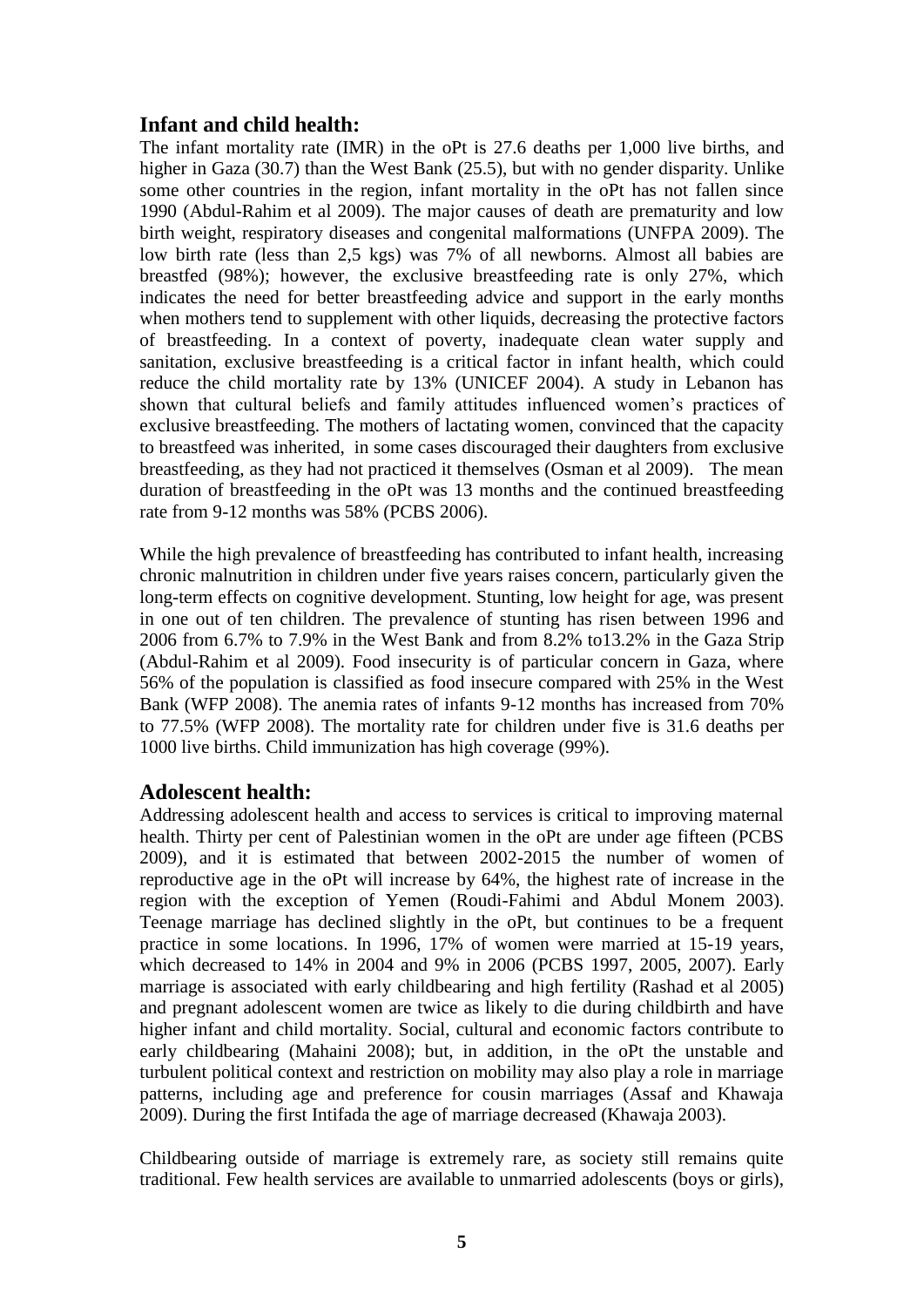## Infant and child health:

The infant mortality rate (IMR) in the oPt is 27.6 deaths per 1,000 live births, and higher in Gaza (30.7) than the West Bank (25.5), but with no gender disparity. Unlike some other countries in the region, infant mortality in the oPt has not fallen since 1990 (Abdul-Rahim et al 2009). The major causes of death are prematurity and low birth weight, respiratory diseases and congenital malformations (UNFPA 2009). The low birth rate (less than 2,5 kgs) was 7% of all newborns. Almost all babies are breastfed (98%); however, the exclusive breastfeeding rate is only 27%, which indicates the need for better breastfeeding advice and support in the early months when mothers tend to supplement with other liquids, decreasing the protective factors of breastfeeding. In a context of poverty, inadequate clean water supply and sanitation, exclusive breastfeeding is a critical factor in infant health, which could reduce the child mortality rate by 13% (UNICEF 2004). A study in Lebanon has shown that cultural beliefs and family attitudes influenced women's practices of exclusive breastfeeding. The mothers of lactating women, convinced that the capacity to breastfeed was inherited, in some cases discouraged their daughters from exclusive breastfeeding, as they had not practiced it themselves (Osman et al 2009). The mean duration of breastfeeding in the oPt was 13 months and the continued breastfeeding rate from 9-12 months was 58% (PCBS 2006).

While the high prevalence of breastfeeding has contributed to infant health, increasing chronic malnutrition in children under five years raises concern, particularly given the long-term effects on cognitive development. Stunting, low height for age, was present in one out of ten children. The prevalence of stunting has risen between 1996 and 2006 from 6.7% to 7.9% in the West Bank and from 8.2% to13.2% in the Gaza Strip (Abdul-Rahim et al 2009). Food insecurity is of particular concern in Gaza, where 56% of the population is classified as food insecure compared with 25% in the West Bank (WFP 2008). The anemia rates of infants 9-12 months has increased from 70% to 77.5% (WFP 2008). The mortality rate for children under five is 31.6 deaths per 1000 live births. Child immunization has high coverage (99%).

## Adolescent health:

Addressing adolescent health and access to services is critical to improving maternal health. Thirty per cent of Palestinian women in the oPt are under age fifteen (PCBS 2009), and it is estimated that between 2002-2015 the number of women of reproductive age in the oPt will increase by 64%, the highest rate of increase in the region with the exception of Yemen (Roudi-Fahimi and Abdul Monem 2003). Teenage marriage has declined slightly in the oPt, but continues to be a frequent practice in some locations. In 1996, 17% of women were married at 15-19 years, which decreased to 14% in 2004 and 9% in 2006 (PCBS 1997, 2005, 2007). Early marriage is associated with early childbearing and high fertility (Rashad et al 2005) and pregnant adolescent women are twice as likely to die during childbirth and have higher infant and child mortality. Social, cultural and economic factors contribute to early childbearing (Mahaini 2008); but, in addition, in the oPt the unstable and turbulent political context and restriction on mobility may also play a role in marriage patterns, including age and preference for cousin marriages (Assaf and Khawaja 2009). During the first Intifada the age of marriage decreased (Khawaja 2003).

Childbearing outside of marriage is extremely rare, as society still remains quite traditional. Few health services are available to unmarried adolescents (boys or girls),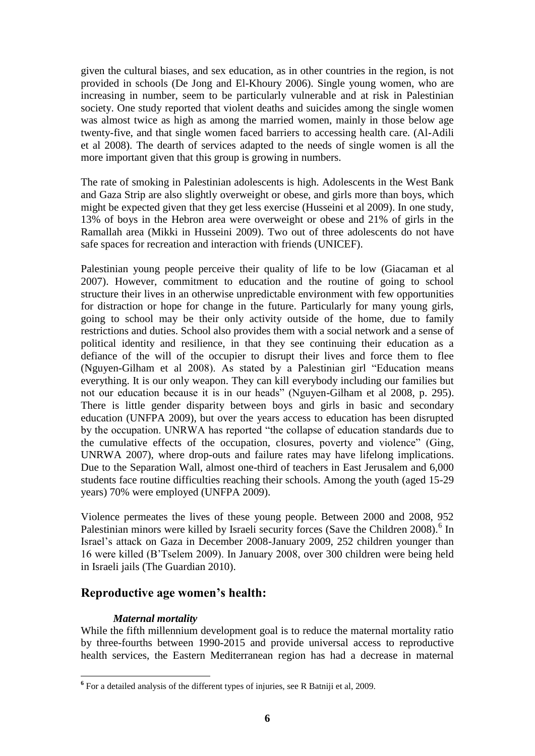given the cultural biases, and sex education, as in other countries in the region, is not provided in schools (De Jong and El-Khoury 2006). Single young women, who are increasing in number, seem to be particularly vulnerable and at risk in Palestinian society. One study reported that violent deaths and suicides among the single women was almost twice as high as among the married women, mainly in those below age twenty-five, and that single women faced barriers to accessing health care. (Al-Adili et al 2008). The dearth of services adapted to the needs of single women is all the more important given that this group is growing in numbers.

The rate of smoking in Palestinian adolescents is high. Adolescents in the West Bank and Gaza Strip are also slightly overweight or obese, and girls more than boys, which might be expected given that they get less exercise (Husseini et al 2009). In one study, 13% of boys in the Hebron area were overweight or obese and 21% of girls in the Ramallah area (Mikki in Husseini 2009). Two out of three adolescents do not have safe spaces for recreation and interaction with friends (UNICEF).

Palestinian young people perceive their quality of life to be low (Giacaman et al 2007). However, commitment to education and the routine of going to school structure their lives in an otherwise unpredictable environment with few opportunities for distraction or hope for change in the future. Particularly for many young girls, going to school may be their only activity outside of the home, due to family restrictions and duties. School also provides them with a social network and a sense of political identity and resilience, in that they see continuing their education as a defiance of the will of the occupier to disrupt their lives and force them to flee (Nguyen-Gilham et al 2008). As stated by a Palestinian girl "Education means everything. It is our only weapon. They can kill everybody including our families but not our education because it is in our heads" (Nguyen-Gilham et al 2008, p. 295). There is little gender disparity between boys and girls in basic and secondary education (UNFPA 2009), but over the years access to education has been disrupted by the occupation. UNRWA has reported "the collapse of education standards due to the cumulative effects of the occupation, closures, poverty and violence" (Ging, UNRWA 2007), where drop-outs and failure rates may have lifelong implications. Due to the Separation Wall, almost one-third of teachers in East Jerusalem and 6,000 students face routine difficulties reaching their schools. Among the youth (aged 15-29 years) 70% were employed (UNFPA 2009).

Violence permeates the lives of these young people. Between 2000 and 2008, 952 Palestinian minors were killed by Israeli security forces (Save the Children 2008).[6] In Israel's attack on Gaza in December 2008-January 2009, 252 children younger than 16 were killed (B'Tselem 2009). In January 2008, over 300 children were being held in Israeli jails (The Guardian 2010).

## Reproductive age women's health:

### *Maternal mortality*

While the fifth millennium development goal is to reduce the maternal mortality ratio by three-fourths between 1990-2015 and provide universal access to reproductive health services, the Eastern Mediterranean region has had a decrease in maternal

[6] For a detailed analysis of the different types of injuries, see R Batniji et al, 2009.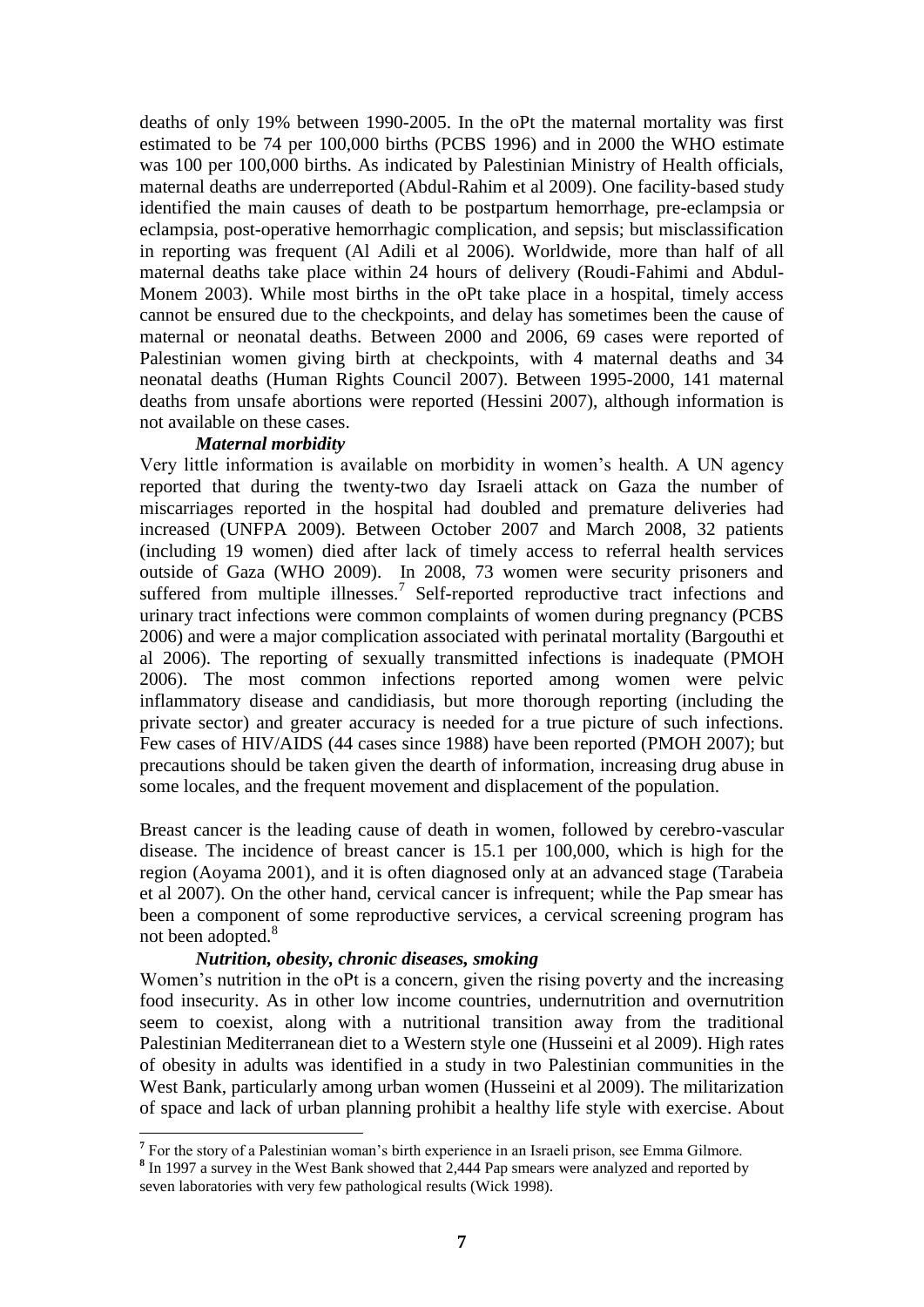deaths of only 19% between 1990-2005. In the oPt the maternal mortality was first estimated to be 74 per 100,000 births (PCBS 1996) and in 2000 the WHO estimate was 100 per 100,000 births. As indicated by Palestinian Ministry of Health officials, maternal deaths are underreported (Abdul-Rahim et al 2009). One facility-based study identified the main causes of death to be postpartum hemorrhage, pre-eclampsia or eclampsia, post-operative hemorrhagic complication, and sepsis; but misclassification in reporting was frequent (Al Adili et al 2006). Worldwide, more than half of all maternal deaths take place within 24 hours of delivery (Roudi-Fahimi and Abdul-Monem 2003). While most births in the oPt take place in a hospital, timely access cannot be ensured due to the checkpoints, and delay has sometimes been the cause of maternal or neonatal deaths. Between 2000 and 2006, 69 cases were reported of Palestinian women giving birth at checkpoints, with 4 maternal deaths and 34 neonatal deaths (Human Rights Council 2007). Between 1995-2000, 141 maternal deaths from unsafe abortions were reported (Hessini 2007), although information is not available on these cases.

***Maternal morbidity***

Very little information is available on morbidity in women's health. A UN agency reported that during the twenty-two day Israeli attack on Gaza the number of miscarriages reported in the hospital had doubled and premature deliveries had increased (UNFPA 2009). Between October 2007 and March 2008, 32 patients (including 19 women) died after lack of timely access to referral health services outside of Gaza (WHO 2009). In 2008, 73 women were security prisoners and suffered from multiple illnesses.[7] Self-reported reproductive tract infections and urinary tract infections were common complaints of women during pregnancy (PCBS 2006) and were a major complication associated with perinatal mortality (Bargouthi et al 2006). The reporting of sexually transmitted infections is inadequate (PMOH 2006). The most common infections reported among women were pelvic inflammatory disease and candidiasis, but more thorough reporting (including the private sector) and greater accuracy is needed for a true picture of such infections. Few cases of HIV/AIDS (44 cases since 1988) have been reported (PMOH 2007); but precautions should be taken given the dearth of information, increasing drug abuse in some locales, and the frequent movement and displacement of the population.

Breast cancer is the leading cause of death in women, followed by cerebro-vascular disease. The incidence of breast cancer is 15.1 per 100,000, which is high for the region (Aoyama 2001), and it is often diagnosed only at an advanced stage (Tarabeia et al 2007). On the other hand, cervical cancer is infrequent; while the Pap smear has been a component of some reproductive services, a cervical screening program has not been adopted.[8]

***Nutrition, obesity, chronic diseases, smoking***

Women's nutrition in the oPt is a concern, given the rising poverty and the increasing food insecurity. As in other low income countries, undernutrition and overnutrition seem to coexist, along with a nutritional transition away from the traditional Palestinian Mediterranean diet to a Western style one (Husseini et al 2009). High rates of obesity in adults was identified in a study in two Palestinian communities in the West Bank, particularly among urban women (Husseini et al 2009). The militarization of space and lack of urban planning prohibit a healthy life style with exercise. About

---

[7] For the story of a Palestinian woman's birth experience in an Israeli prison, see Emma Gilmore.

[8] In 1997 a survey in the West Bank showed that 2,444 Pap smears were analyzed and reported by seven laboratories with very few pathological results (Wick 1998).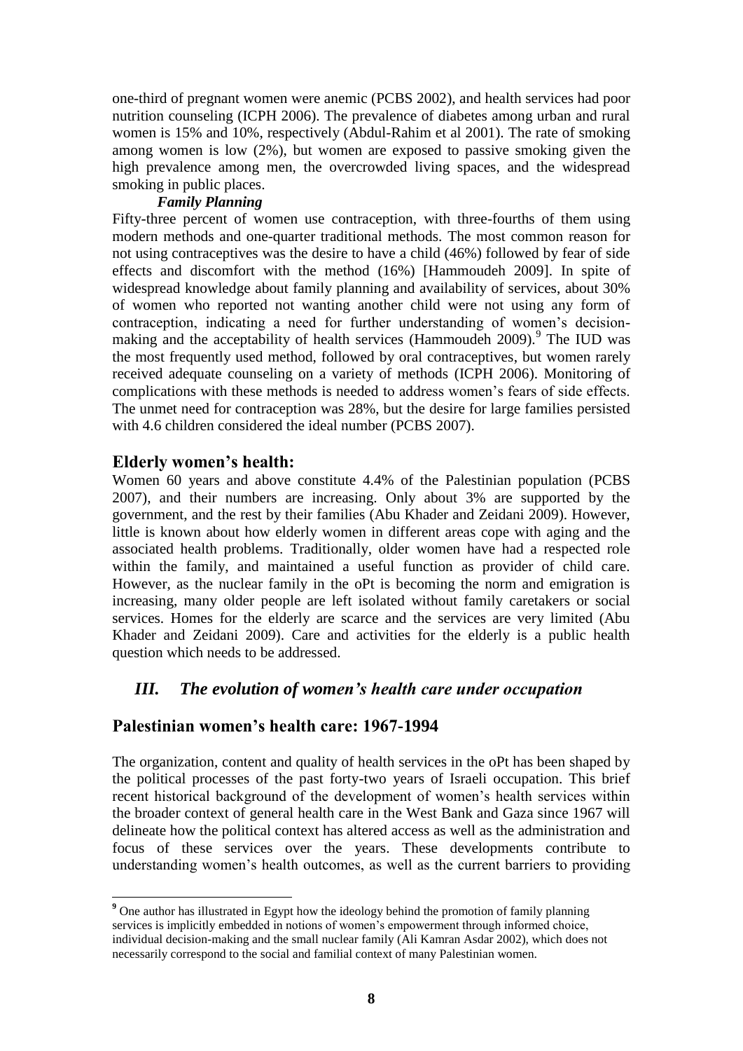one-third of pregnant women were anemic (PCBS 2002), and health services had poor nutrition counseling (ICPH 2006). The prevalence of diabetes among urban and rural women is 15% and 10%, respectively (Abdul-Rahim et al 2001). The rate of smoking among women is low (2%), but women are exposed to passive smoking given the high prevalence among men, the overcrowded living spaces, and the widespread smoking in public places.

***Family Planning***

Fifty-three percent of women use contraception, with three-fourths of them using modern methods and one-quarter traditional methods. The most common reason for not using contraceptives was the desire to have a child (46%) followed by fear of side effects and discomfort with the method (16%) [Hammoudeh 2009]. In spite of widespread knowledge about family planning and availability of services, about 30% of women who reported not wanting another child were not using any form of contraception, indicating a need for further understanding of women's decision-making and the acceptability of health services (Hammoudeh 2009).[9] The IUD was the most frequently used method, followed by oral contraceptives, but women rarely received adequate counseling on a variety of methods (ICPH 2006). Monitoring of complications with these methods is needed to address women's fears of side effects. The unmet need for contraception was 28%, but the desire for large families persisted with 4.6 children considered the ideal number (PCBS 2007).

## Elderly women's health:

Women 60 years and above constitute 4.4% of the Palestinian population (PCBS 2007), and their numbers are increasing. Only about 3% are supported by the government, and the rest by their families (Abu Khader and Zeidani 2009). However, little is known about how elderly women in different areas cope with aging and the associated health problems. Traditionally, older women have had a respected role within the family, and maintained a useful function as provider of child care. However, as the nuclear family in the oPt is becoming the norm and emigration is increasing, many older people are left isolated without family caretakers or social services. Homes for the elderly are scarce and the services are very limited (Abu Khader and Zeidani 2009). Care and activities for the elderly is a public health question which needs to be addressed.

## *III. The evolution of women's health care under occupation*

## Palestinian women's health care: 1967-1994

The organization, content and quality of health services in the oPt has been shaped by the political processes of the past forty-two years of Israeli occupation. This brief recent historical background of the development of women's health services within the broader context of general health care in the West Bank and Gaza since 1967 will delineate how the political context has altered access as well as the administration and focus of these services over the years. These developments contribute to understanding women's health outcomes, as well as the current barriers to providing

---

[9] One author has illustrated in Egypt how the ideology behind the promotion of family planning services is implicitly embedded in notions of women's empowerment through informed choice, individual decision-making and the small nuclear family (Ali Kamran Asdar 2002), which does not necessarily correspond to the social and familial context of many Palestinian women.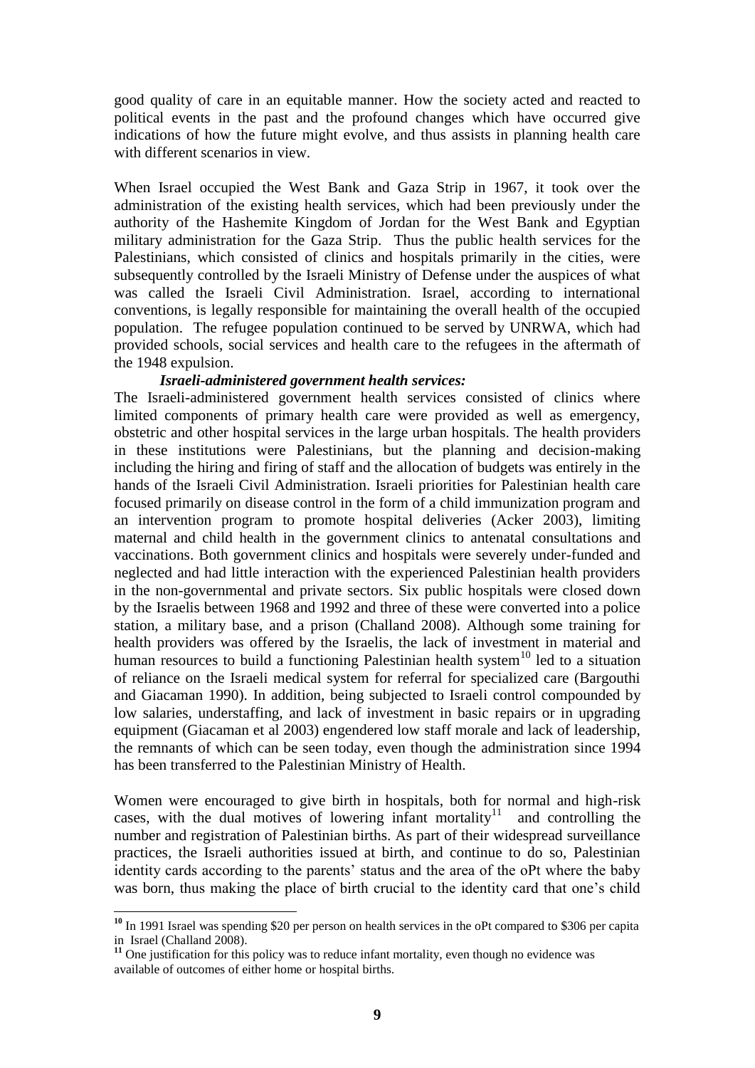good quality of care in an equitable manner. How the society acted and reacted to political events in the past and the profound changes which have occurred give indications of how the future might evolve, and thus assists in planning health care with different scenarios in view.

When Israel occupied the West Bank and Gaza Strip in 1967, it took over the administration of the existing health services, which had been previously under the authority of the Hashemite Kingdom of Jordan for the West Bank and Egyptian military administration for the Gaza Strip. Thus the public health services for the Palestinians, which consisted of clinics and hospitals primarily in the cities, were subsequently controlled by the Israeli Ministry of Defense under the auspices of what was called the Israeli Civil Administration. Israel, according to international conventions, is legally responsible for maintaining the overall health of the occupied population. The refugee population continued to be served by UNRWA, which had provided schools, social services and health care to the refugees in the aftermath of the 1948 expulsion.

***Israeli-administered government health services:***

The Israeli-administered government health services consisted of clinics where limited components of primary health care were provided as well as emergency, obstetric and other hospital services in the large urban hospitals. The health providers in these institutions were Palestinians, but the planning and decision-making including the hiring and firing of staff and the allocation of budgets was entirely in the hands of the Israeli Civil Administration. Israeli priorities for Palestinian health care focused primarily on disease control in the form of a child immunization program and an intervention program to promote hospital deliveries (Acker 2003), limiting maternal and child health in the government clinics to antenatal consultations and vaccinations. Both government clinics and hospitals were severely under-funded and neglected and had little interaction with the experienced Palestinian health providers in the non-governmental and private sectors. Six public hospitals were closed down by the Israelis between 1968 and 1992 and three of these were converted into a police station, a military base, and a prison (Challand 2008). Although some training for health providers was offered by the Israelis, the lack of investment in material and human resources to build a functioning Palestinian health system[10] led to a situation of reliance on the Israeli medical system for referral for specialized care (Bargouthi and Giacaman 1990). In addition, being subjected to Israeli control compounded by low salaries, understaffing, and lack of investment in basic repairs or in upgrading equipment (Giacaman et al 2003) engendered low staff morale and lack of leadership, the remnants of which can be seen today, even though the administration since 1994 has been transferred to the Palestinian Ministry of Health.

Women were encouraged to give birth in hospitals, both for normal and high-risk cases, with the dual motives of lowering infant mortality[11] and controlling the number and registration of Palestinian births. As part of their widespread surveillance practices, the Israeli authorities issued at birth, and continue to do so, Palestinian identity cards according to the parents' status and the area of the oPt where the baby was born, thus making the place of birth crucial to the identity card that one's child

---

[10] In 1991 Israel was spending \$20 per person on health services in the oPt compared to \$306 per capita in Israel (Challand 2008).

[11] One justification for this policy was to reduce infant mortality, even though no evidence was available of outcomes of either home or hospital births.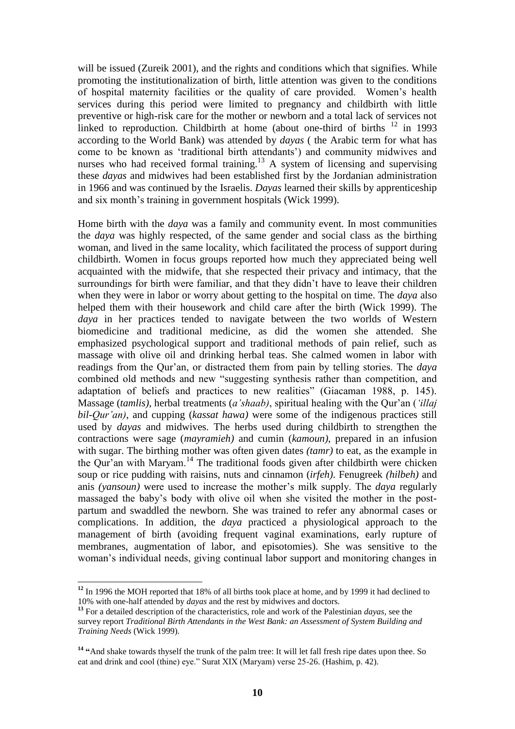will be issued (Zureik 2001), and the rights and conditions which that signifies. While promoting the institutionalization of birth, little attention was given to the conditions of hospital maternity facilities or the quality of care provided. Women's health services during this period were limited to pregnancy and childbirth with little preventive or high-risk care for the mother or newborn and a total lack of services not linked to reproduction. Childbirth at home (about one-third of births [12] in 1993 according to the World Bank) was attended by *dayas* ( the Arabic term for what has come to be known as 'traditional birth attendants') and community midwives and nurses who had received formal training.[13] A system of licensing and supervising these *dayas* and midwives had been established first by the Jordanian administration in 1966 and was continued by the Israelis. *Dayas* learned their skills by apprenticeship and six month's training in government hospitals (Wick 1999).

Home birth with the *daya* was a family and community event. In most communities the *daya* was highly respected, of the same gender and social class as the birthing woman, and lived in the same locality, which facilitated the process of support during childbirth. Women in focus groups reported how much they appreciated being well acquainted with the midwife, that she respected their privacy and intimacy, that the surroundings for birth were familiar, and that they didn't have to leave their children when they were in labor or worry about getting to the hospital on time. The *daya* also helped them with their housework and child care after the birth (Wick 1999). The *daya* in her practices tended to navigate between the two worlds of Western biomedicine and traditional medicine, as did the women she attended. She emphasized psychological support and traditional methods of pain relief, such as massage with olive oil and drinking herbal teas. She calmed women in labor with readings from the Qur'an, or distracted them from pain by telling stories. The *daya* combined old methods and new "suggesting synthesis rather than competition, and adaptation of beliefs and practices to new realities" (Giacaman 1988, p. 145). Massage (*tamlis)*, herbal treatments (*a'shaab)*, spiritual healing with the Qur'an (*'illaj bil-Qur'an)*, and cupping (*kassat hawa)* were some of the indigenous practices still used by *dayas* and midwives. The herbs used during childbirth to strengthen the contractions were sage (*mayramieh)* and cumin (*kamoun)*, prepared in an infusion with sugar. The birthing mother was often given dates *(tamr)* to eat, as the example in the Qur'an with Maryam.[14] The traditional foods given after childbirth were chicken soup or rice pudding with raisins, nuts and cinnamon (*irfeh)*. Fenugreek *(hilbeh)* and anis *(yansoun)* were used to increase the mother's milk supply. The *daya* regularly massaged the baby's body with olive oil when she visited the mother in the post-partum and swaddled the newborn. She was trained to refer any abnormal cases or complications. In addition, the *daya* practiced a physiological approach to the management of birth (avoiding frequent vaginal examinations, early rupture of membranes, augmentation of labor, and episotomies). She was sensitive to the woman's individual needs, giving continual labor support and monitoring changes in

---

[12] In 1996 the MOH reported that 18% of all births took place at home, and by 1999 it had declined to 10% with one-half attended by *dayas* and the rest by midwives and doctors.

[13] For a detailed description of the characteristics, role and work of the Palestinian *dayas*, see the survey report *Traditional Birth Attendants in the West Bank: an Assessment of System Building and Training Needs* (Wick 1999).

[14] "And shake towards thyself the trunk of the palm tree: It will let fall fresh ripe dates upon thee. So eat and drink and cool (thine) eye." Surat XIX (Maryam) verse 25-26. (Hashim, p. 42).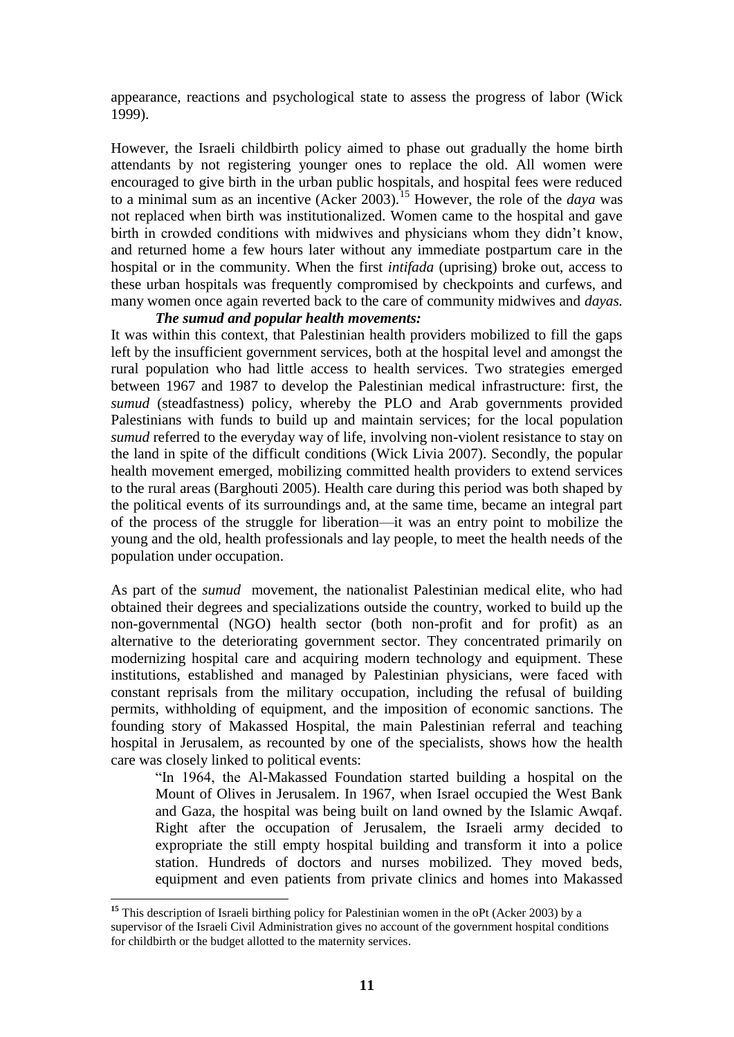appearance, reactions and psychological state to assess the progress of labor (Wick 1999).

However, the Israeli childbirth policy aimed to phase out gradually the home birth attendants by not registering younger ones to replace the old. All women were encouraged to give birth in the urban public hospitals, and hospital fees were reduced to a minimal sum as an incentive (Acker 2003).[15] However, the role of the *daya* was not replaced when birth was institutionalized. Women came to the hospital and gave birth in crowded conditions with midwives and physicians whom they didn't know, and returned home a few hours later without any immediate postpartum care in the hospital or in the community. When the first *intifada* (uprising) broke out, access to these urban hospitals was frequently compromised by checkpoints and curfews, and many women once again reverted back to the care of community midwives and *dayas.*

***The sumud and popular health movements:***

It was within this context, that Palestinian health providers mobilized to fill the gaps left by the insufficient government services, both at the hospital level and amongst the rural population who had little access to health services. Two strategies emerged between 1967 and 1987 to develop the Palestinian medical infrastructure: first, the *sumud* (steadfastness) policy, whereby the PLO and Arab governments provided Palestinians with funds to build up and maintain services; for the local population *sumud* referred to the everyday way of life, involving non-violent resistance to stay on the land in spite of the difficult conditions (Wick Livia 2007). Secondly, the popular health movement emerged, mobilizing committed health providers to extend services to the rural areas (Barghouti 2005). Health care during this period was both shaped by the political events of its surroundings and, at the same time, became an integral part of the process of the struggle for liberation—it was an entry point to mobilize the young and the old, health professionals and lay people, to meet the health needs of the population under occupation.

As part of the *sumud* movement, the nationalist Palestinian medical elite, who had obtained their degrees and specializations outside the country, worked to build up the non-governmental (NGO) health sector (both non-profit and for profit) as an alternative to the deteriorating government sector. They concentrated primarily on modernizing hospital care and acquiring modern technology and equipment. These institutions, established and managed by Palestinian physicians, were faced with constant reprisals from the military occupation, including the refusal of building permits, withholding of equipment, and the imposition of economic sanctions. The founding story of Makassed Hospital, the main Palestinian referral and teaching hospital in Jerusalem, as recounted by one of the specialists, shows how the health care was closely linked to political events:

> "In 1964, the Al-Makassed Foundation started building a hospital on the Mount of Olives in Jerusalem. In 1967, when Israel occupied the West Bank and Gaza, the hospital was being built on land owned by the Islamic Awqaf. Right after the occupation of Jerusalem, the Israeli army decided to expropriate the still empty hospital building and transform it into a police station. Hundreds of doctors and nurses mobilized. They moved beds, equipment and even patients from private clinics and homes into Makassed

[15] This description of Israeli birthing policy for Palestinian women in the oPt (Acker 2003) by a supervisor of the Israeli Civil Administration gives no account of the government hospital conditions for childbirth or the budget allotted to the maternity services.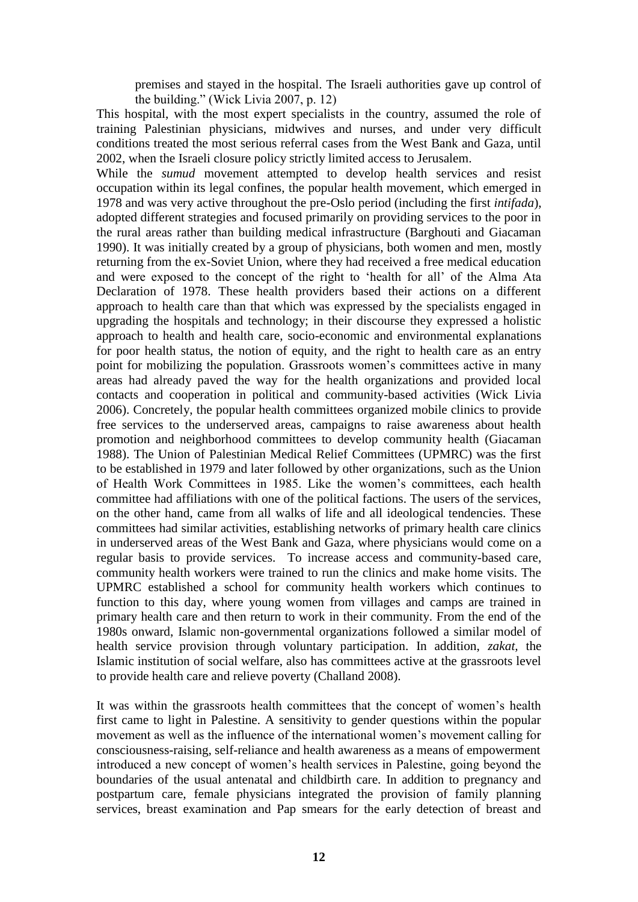> premises and stayed in the hospital. The Israeli authorities gave up control of the building." (Wick Livia 2007, p. 12)

This hospital, with the most expert specialists in the country, assumed the role of training Palestinian physicians, midwives and nurses, and under very difficult conditions treated the most serious referral cases from the West Bank and Gaza, until 2002, when the Israeli closure policy strictly limited access to Jerusalem.

While the *sumud* movement attempted to develop health services and resist occupation within its legal confines, the popular health movement, which emerged in 1978 and was very active throughout the pre-Oslo period (including the first *intifada*), adopted different strategies and focused primarily on providing services to the poor in the rural areas rather than building medical infrastructure (Barghouti and Giacaman 1990). It was initially created by a group of physicians, both women and men, mostly returning from the ex-Soviet Union, where they had received a free medical education and were exposed to the concept of the right to 'health for all' of the Alma Ata Declaration of 1978. These health providers based their actions on a different approach to health care than that which was expressed by the specialists engaged in upgrading the hospitals and technology; in their discourse they expressed a holistic approach to health and health care, socio-economic and environmental explanations for poor health status, the notion of equity, and the right to health care as an entry point for mobilizing the population. Grassroots women's committees active in many areas had already paved the way for the health organizations and provided local contacts and cooperation in political and community-based activities (Wick Livia 2006). Concretely, the popular health committees organized mobile clinics to provide free services to the underserved areas, campaigns to raise awareness about health promotion and neighborhood committees to develop community health (Giacaman 1988). The Union of Palestinian Medical Relief Committees (UPMRC) was the first to be established in 1979 and later followed by other organizations, such as the Union of Health Work Committees in 1985. Like the women's committees, each health committee had affiliations with one of the political factions. The users of the services, on the other hand, came from all walks of life and all ideological tendencies. These committees had similar activities, establishing networks of primary health care clinics in underserved areas of the West Bank and Gaza, where physicians would come on a regular basis to provide services. To increase access and community-based care, community health workers were trained to run the clinics and make home visits. The UPMRC established a school for community health workers which continues to function to this day, where young women from villages and camps are trained in primary health care and then return to work in their community. From the end of the 1980s onward, Islamic non-governmental organizations followed a similar model of health service provision through voluntary participation. In addition, *zakat*, the Islamic institution of social welfare, also has committees active at the grassroots level to provide health care and relieve poverty (Challand 2008).

It was within the grassroots health committees that the concept of women's health first came to light in Palestine. A sensitivity to gender questions within the popular movement as well as the influence of the international women's movement calling for consciousness-raising, self-reliance and health awareness as a means of empowerment introduced a new concept of women's health services in Palestine, going beyond the boundaries of the usual antenatal and childbirth care. In addition to pregnancy and postpartum care, female physicians integrated the provision of family planning services, breast examination and Pap smears for the early detection of breast and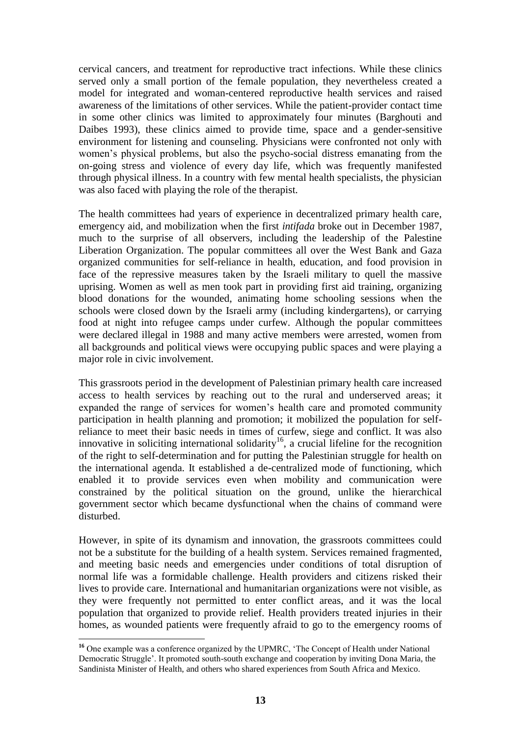cervical cancers, and treatment for reproductive tract infections. While these clinics served only a small portion of the female population, they nevertheless created a model for integrated and woman-centered reproductive health services and raised awareness of the limitations of other services. While the patient-provider contact time in some other clinics was limited to approximately four minutes (Barghouti and Daibes 1993), these clinics aimed to provide time, space and a gender-sensitive environment for listening and counseling. Physicians were confronted not only with women's physical problems, but also the psycho-social distress emanating from the on-going stress and violence of every day life, which was frequently manifested through physical illness. In a country with few mental health specialists, the physician was also faced with playing the role of the therapist.

The health committees had years of experience in decentralized primary health care, emergency aid, and mobilization when the first *intifada* broke out in December 1987, much to the surprise of all observers, including the leadership of the Palestine Liberation Organization. The popular committees all over the West Bank and Gaza organized communities for self-reliance in health, education, and food provision in face of the repressive measures taken by the Israeli military to quell the massive uprising. Women as well as men took part in providing first aid training, organizing blood donations for the wounded, animating home schooling sessions when the schools were closed down by the Israeli army (including kindergartens), or carrying food at night into refugee camps under curfew. Although the popular committees were declared illegal in 1988 and many active members were arrested, women from all backgrounds and political views were occupying public spaces and were playing a major role in civic involvement.

This grassroots period in the development of Palestinian primary health care increased access to health services by reaching out to the rural and underserved areas; it expanded the range of services for women's health care and promoted community participation in health planning and promotion; it mobilized the population for self-reliance to meet their basic needs in times of curfew, siege and conflict. It was also innovative in soliciting international solidarity[16], a crucial lifeline for the recognition of the right to self-determination and for putting the Palestinian struggle for health on the international agenda. It established a de-centralized mode of functioning, which enabled it to provide services even when mobility and communication were constrained by the political situation on the ground, unlike the hierarchical government sector which became dysfunctional when the chains of command were disturbed.

However, in spite of its dynamism and innovation, the grassroots committees could not be a substitute for the building of a health system. Services remained fragmented, and meeting basic needs and emergencies under conditions of total disruption of normal life was a formidable challenge. Health providers and citizens risked their lives to provide care. International and humanitarian organizations were not visible, as they were frequently not permitted to enter conflict areas, and it was the local population that organized to provide relief. Health providers treated injuries in their homes, as wounded patients were frequently afraid to go to the emergency rooms of

---

[16] One example was a conference organized by the UPMRC, 'The Concept of Health under National Democratic Struggle'. It promoted south-south exchange and cooperation by inviting Dona Maria, the Sandinista Minister of Health, and others who shared experiences from South Africa and Mexico.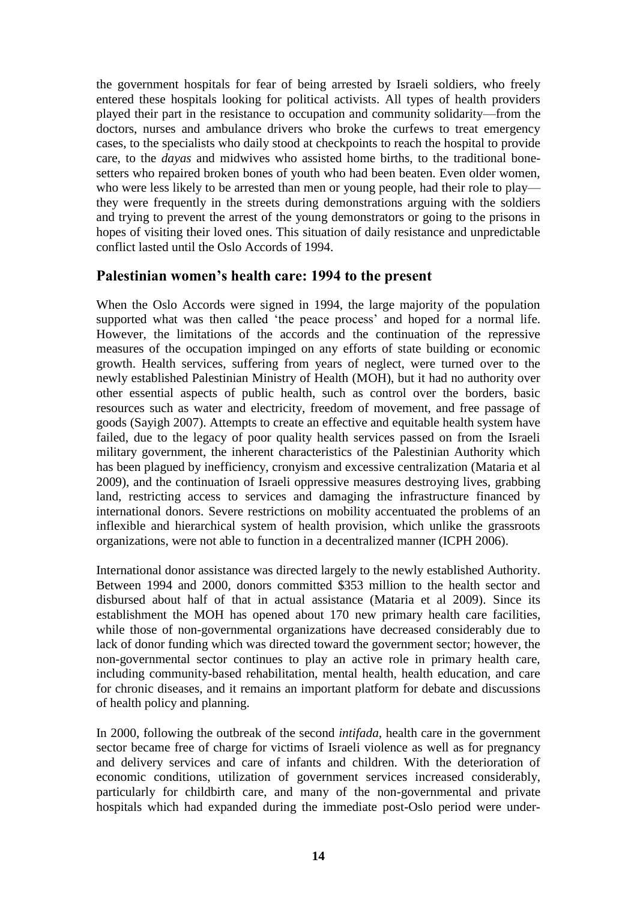the government hospitals for fear of being arrested by Israeli soldiers, who freely entered these hospitals looking for political activists. All types of health providers played their part in the resistance to occupation and community solidarity—from the doctors, nurses and ambulance drivers who broke the curfews to treat emergency cases, to the specialists who daily stood at checkpoints to reach the hospital to provide care, to the *dayas* and midwives who assisted home births, to the traditional bone-setters who repaired broken bones of youth who had been beaten. Even older women, who were less likely to be arrested than men or young people, had their role to play—they were frequently in the streets during demonstrations arguing with the soldiers and trying to prevent the arrest of the young demonstrators or going to the prisons in hopes of visiting their loved ones. This situation of daily resistance and unpredictable conflict lasted until the Oslo Accords of 1994.

## Palestinian women's health care: 1994 to the present

When the Oslo Accords were signed in 1994, the large majority of the population supported what was then called 'the peace process' and hoped for a normal life. However, the limitations of the accords and the continuation of the repressive measures of the occupation impinged on any efforts of state building or economic growth. Health services, suffering from years of neglect, were turned over to the newly established Palestinian Ministry of Health (MOH), but it had no authority over other essential aspects of public health, such as control over the borders, basic resources such as water and electricity, freedom of movement, and free passage of goods (Sayigh 2007). Attempts to create an effective and equitable health system have failed, due to the legacy of poor quality health services passed on from the Israeli military government, the inherent characteristics of the Palestinian Authority which has been plagued by inefficiency, cronyism and excessive centralization (Mataria et al 2009), and the continuation of Israeli oppressive measures destroying lives, grabbing land, restricting access to services and damaging the infrastructure financed by international donors. Severe restrictions on mobility accentuated the problems of an inflexible and hierarchical system of health provision, which unlike the grassroots organizations, were not able to function in a decentralized manner (ICPH 2006).

International donor assistance was directed largely to the newly established Authority. Between 1994 and 2000, donors committed $353 million to the health sector and disbursed about half of that in actual assistance (Mataria et al 2009). Since its establishment the MOH has opened about 170 new primary health care facilities, while those of non-governmental organizations have decreased considerably due to lack of donor funding which was directed toward the government sector; however, the non-governmental sector continues to play an active role in primary health care, including community-based rehabilitation, mental health, health education, and care for chronic diseases, and it remains an important platform for debate and discussions of health policy and planning.

In 2000, following the outbreak of the second *intifada,* health care in the government sector became free of charge for victims of Israeli violence as well as for pregnancy and delivery services and care of infants and children. With the deterioration of economic conditions, utilization of government services increased considerably, particularly for childbirth care, and many of the non-governmental and private hospitals which had expanded during the immediate post-Oslo period were under-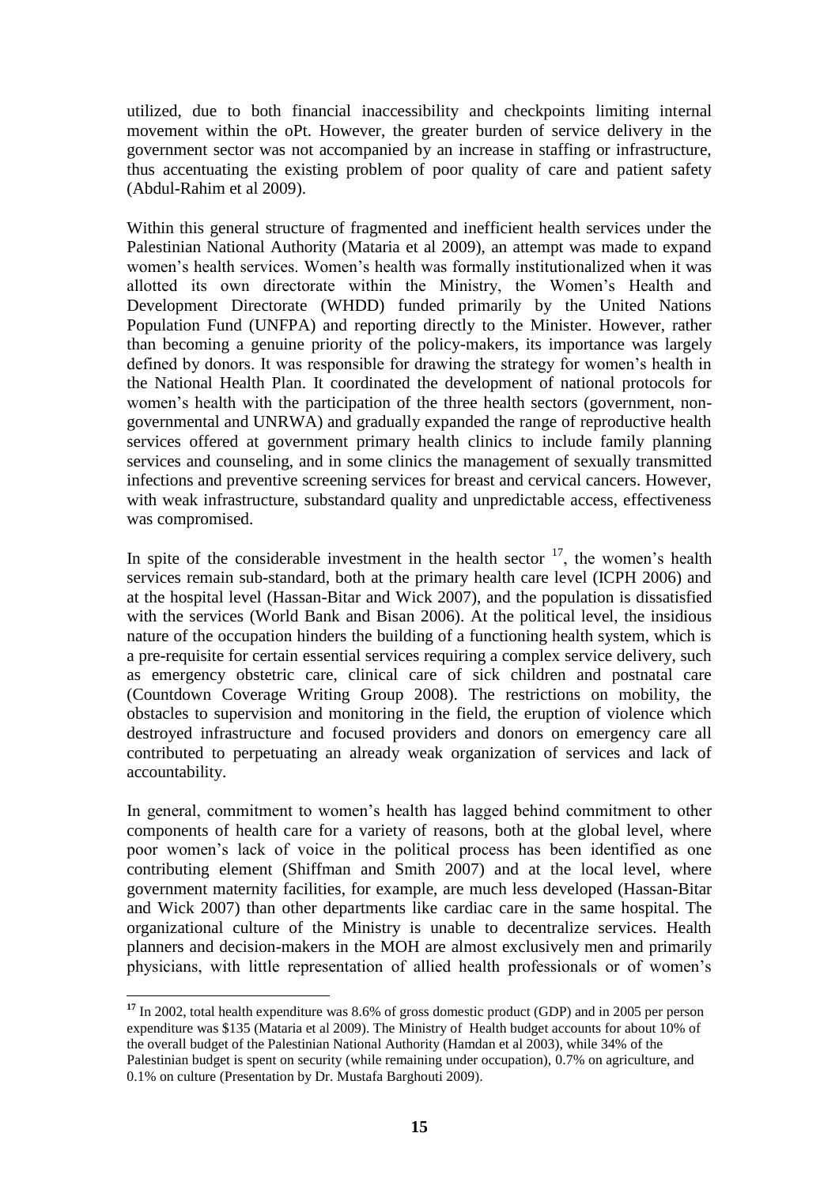utilized, due to both financial inaccessibility and checkpoints limiting internal movement within the oPt. However, the greater burden of service delivery in the government sector was not accompanied by an increase in staffing or infrastructure, thus accentuating the existing problem of poor quality of care and patient safety (Abdul-Rahim et al 2009).

Within this general structure of fragmented and inefficient health services under the Palestinian National Authority (Mataria et al 2009), an attempt was made to expand women's health services. Women's health was formally institutionalized when it was allotted its own directorate within the Ministry, the Women's Health and Development Directorate (WHDD) funded primarily by the United Nations Population Fund (UNFPA) and reporting directly to the Minister. However, rather than becoming a genuine priority of the policy-makers, its importance was largely defined by donors. It was responsible for drawing the strategy for women's health in the National Health Plan. It coordinated the development of national protocols for women's health with the participation of the three health sectors (government, non-governmental and UNRWA) and gradually expanded the range of reproductive health services offered at government primary health clinics to include family planning services and counseling, and in some clinics the management of sexually transmitted infections and preventive screening services for breast and cervical cancers. However, with weak infrastructure, substandard quality and unpredictable access, effectiveness was compromised.

In spite of the considerable investment in the health sector [17], the women's health services remain sub-standard, both at the primary health care level (ICPH 2006) and at the hospital level (Hassan-Bitar and Wick 2007), and the population is dissatisfied with the services (World Bank and Bisan 2006). At the political level, the insidious nature of the occupation hinders the building of a functioning health system, which is a pre-requisite for certain essential services requiring a complex service delivery, such as emergency obstetric care, clinical care of sick children and postnatal care (Countdown Coverage Writing Group 2008). The restrictions on mobility, the obstacles to supervision and monitoring in the field, the eruption of violence which destroyed infrastructure and focused providers and donors on emergency care all contributed to perpetuating an already weak organization of services and lack of accountability.

In general, commitment to women's health has lagged behind commitment to other components of health care for a variety of reasons, both at the global level, where poor women's lack of voice in the political process has been identified as one contributing element (Shiffman and Smith 2007) and at the local level, where government maternity facilities, for example, are much less developed (Hassan-Bitar and Wick 2007) than other departments like cardiac care in the same hospital. The organizational culture of the Ministry is unable to decentralize services. Health planners and decision-makers in the MOH are almost exclusively men and primarily physicians, with little representation of allied health professionals or of women's

---

[17] In 2002, total health expenditure was 8.6% of gross domestic product (GDP) and in 2005 per person expenditure was $135 (Mataria et al 2009). The Ministry of Health budget accounts for about 10% of the overall budget of the Palestinian National Authority (Hamdan et al 2003), while 34% of the Palestinian budget is spent on security (while remaining under occupation), 0.7% on agriculture, and 0.1% on culture (Presentation by Dr. Mustafa Barghouti 2009).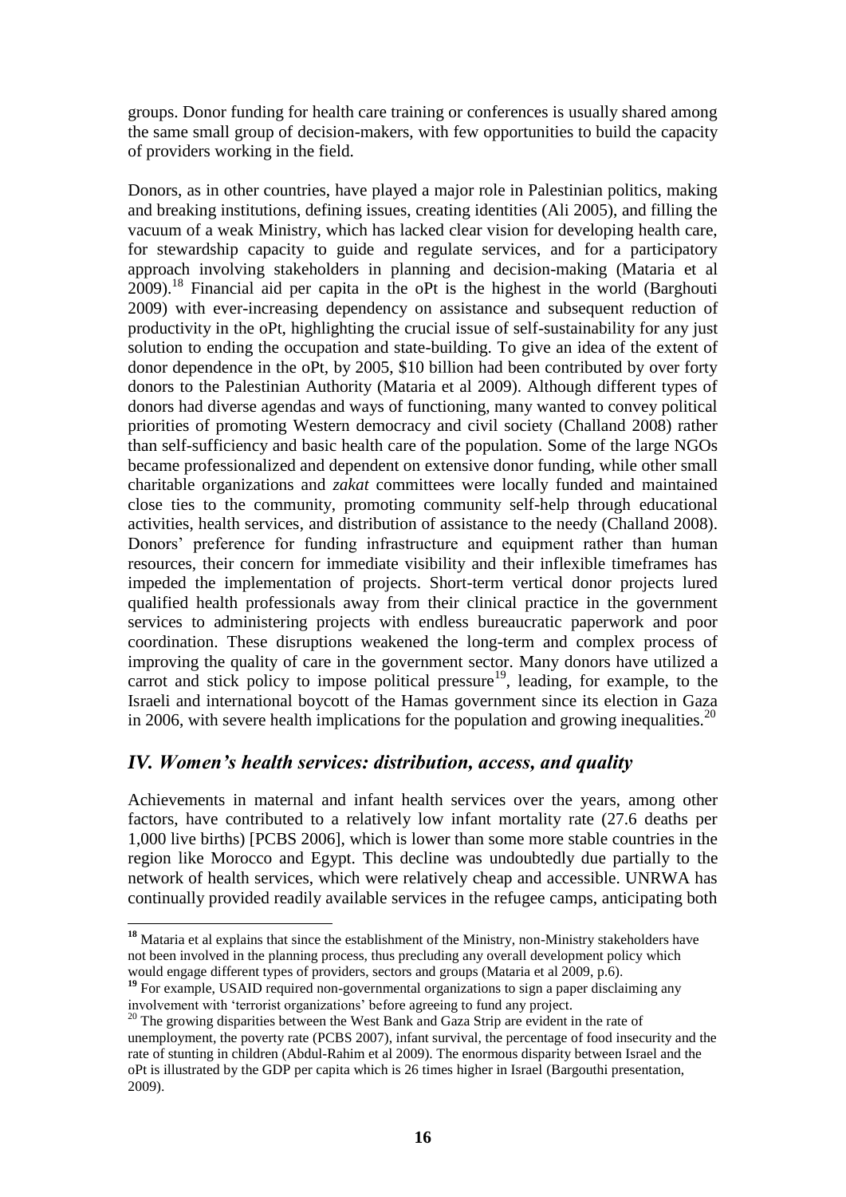groups. Donor funding for health care training or conferences is usually shared among the same small group of decision-makers, with few opportunities to build the capacity of providers working in the field.

Donors, as in other countries, have played a major role in Palestinian politics, making and breaking institutions, defining issues, creating identities (Ali 2005), and filling the vacuum of a weak Ministry, which has lacked clear vision for developing health care, for stewardship capacity to guide and regulate services, and for a participatory approach involving stakeholders in planning and decision-making (Mataria et al 2009).[18] Financial aid per capita in the oPt is the highest in the world (Barghouti 2009) with ever-increasing dependency on assistance and subsequent reduction of productivity in the oPt, highlighting the crucial issue of self-sustainability for any just solution to ending the occupation and state-building. To give an idea of the extent of donor dependence in the oPt, by 2005, $10 billion had been contributed by over forty donors to the Palestinian Authority (Mataria et al 2009). Although different types of donors had diverse agendas and ways of functioning, many wanted to convey political priorities of promoting Western democracy and civil society (Challand 2008) rather than self-sufficiency and basic health care of the population. Some of the large NGOs became professionalized and dependent on extensive donor funding, while other small charitable organizations and *zakat* committees were locally funded and maintained close ties to the community, promoting community self-help through educational activities, health services, and distribution of assistance to the needy (Challand 2008). Donors' preference for funding infrastructure and equipment rather than human resources, their concern for immediate visibility and their inflexible timeframes has impeded the implementation of projects. Short-term vertical donor projects lured qualified health professionals away from their clinical practice in the government services to administering projects with endless bureaucratic paperwork and poor coordination. These disruptions weakened the long-term and complex process of improving the quality of care in the government sector. Many donors have utilized a carrot and stick policy to impose political pressure[19], leading, for example, to the Israeli and international boycott of the Hamas government since its election in Gaza in 2006, with severe health implications for the population and growing inequalities.[20]

## *IV. Women's health services: distribution, access, and quality*

Achievements in maternal and infant health services over the years, among other factors, have contributed to a relatively low infant mortality rate (27.6 deaths per 1,000 live births) [PCBS 2006], which is lower than some more stable countries in the region like Morocco and Egypt. This decline was undoubtedly due partially to the network of health services, which were relatively cheap and accessible. UNRWA has continually provided readily available services in the refugee camps, anticipating both

---

[18] Mataria et al explains that since the establishment of the Ministry, non-Ministry stakeholders have not been involved in the planning process, thus precluding any overall development policy which would engage different types of providers, sectors and groups (Mataria et al 2009, p.6).

[19] For example, USAID required non-governmental organizations to sign a paper disclaiming any involvement with 'terrorist organizations' before agreeing to fund any project.

[20] The growing disparities between the West Bank and Gaza Strip are evident in the rate of unemployment, the poverty rate (PCBS 2007), infant survival, the percentage of food insecurity and the rate of stunting in children (Abdul-Rahim et al 2009). The enormous disparity between Israel and the oPt is illustrated by the GDP per capita which is 26 times higher in Israel (Bargouthi presentation, 2009).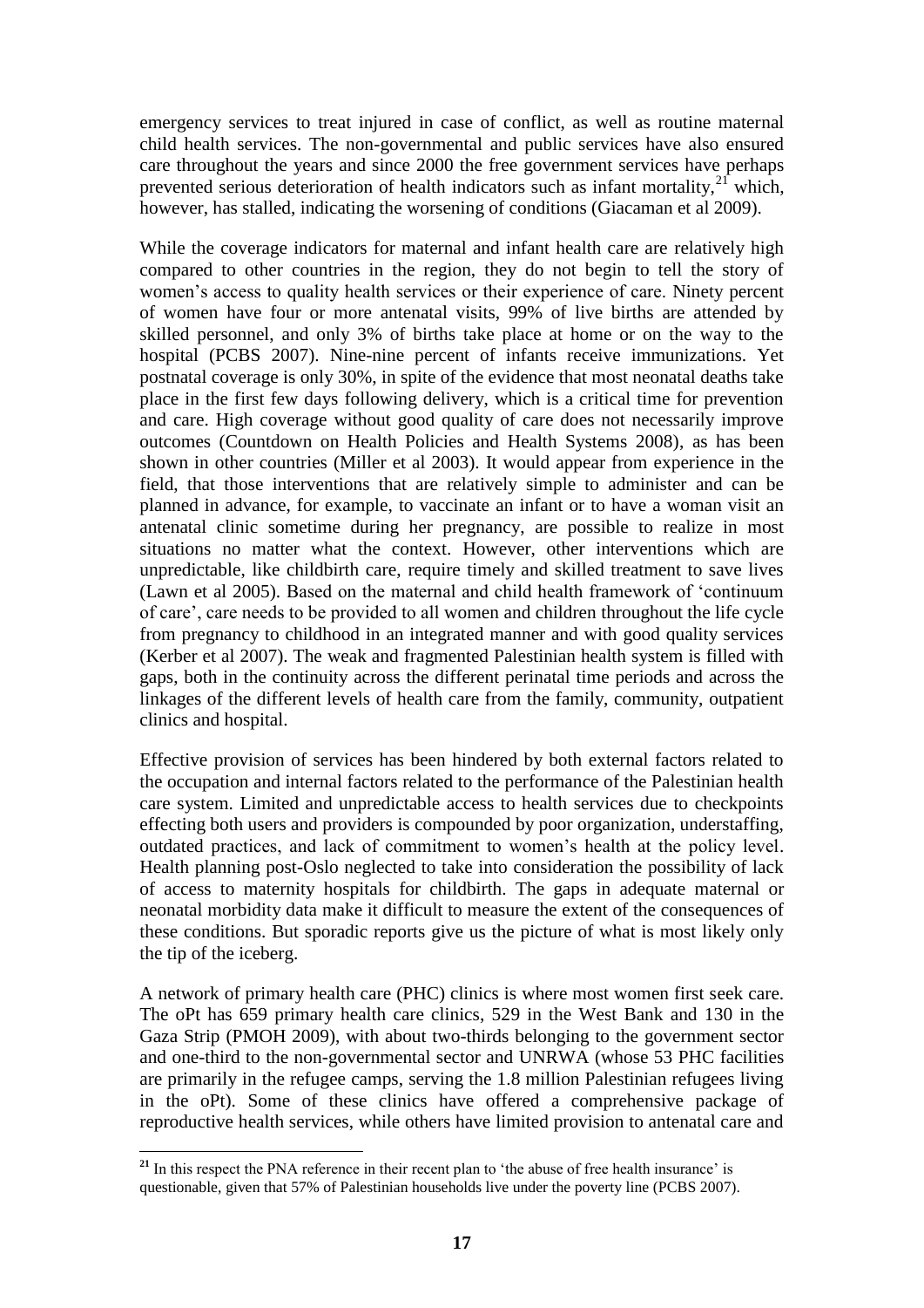emergency services to treat injured in case of conflict, as well as routine maternal child health services. The non-governmental and public services have also ensured care throughout the years and since 2000 the free government services have perhaps prevented serious deterioration of health indicators such as infant mortality,[21] which, however, has stalled, indicating the worsening of conditions (Giacaman et al 2009).

While the coverage indicators for maternal and infant health care are relatively high compared to other countries in the region, they do not begin to tell the story of women's access to quality health services or their experience of care. Ninety percent of women have four or more antenatal visits, 99% of live births are attended by skilled personnel, and only 3% of births take place at home or on the way to the hospital (PCBS 2007). Nine-nine percent of infants receive immunizations. Yet postnatal coverage is only 30%, in spite of the evidence that most neonatal deaths take place in the first few days following delivery, which is a critical time for prevention and care. High coverage without good quality of care does not necessarily improve outcomes (Countdown on Health Policies and Health Systems 2008), as has been shown in other countries (Miller et al 2003). It would appear from experience in the field, that those interventions that are relatively simple to administer and can be planned in advance, for example, to vaccinate an infant or to have a woman visit an antenatal clinic sometime during her pregnancy, are possible to realize in most situations no matter what the context. However, other interventions which are unpredictable, like childbirth care, require timely and skilled treatment to save lives (Lawn et al 2005). Based on the maternal and child health framework of 'continuum of care', care needs to be provided to all women and children throughout the life cycle from pregnancy to childhood in an integrated manner and with good quality services (Kerber et al 2007). The weak and fragmented Palestinian health system is filled with gaps, both in the continuity across the different perinatal time periods and across the linkages of the different levels of health care from the family, community, outpatient clinics and hospital.

Effective provision of services has been hindered by both external factors related to the occupation and internal factors related to the performance of the Palestinian health care system. Limited and unpredictable access to health services due to checkpoints effecting both users and providers is compounded by poor organization, understaffing, outdated practices, and lack of commitment to women's health at the policy level. Health planning post-Oslo neglected to take into consideration the possibility of lack of access to maternity hospitals for childbirth. The gaps in adequate maternal or neonatal morbidity data make it difficult to measure the extent of the consequences of these conditions. But sporadic reports give us the picture of what is most likely only the tip of the iceberg.

A network of primary health care (PHC) clinics is where most women first seek care. The oPt has 659 primary health care clinics, 529 in the West Bank and 130 in the Gaza Strip (PMOH 2009), with about two-thirds belonging to the government sector and one-third to the non-governmental sector and UNRWA (whose 53 PHC facilities are primarily in the refugee camps, serving the 1.8 million Palestinian refugees living in the oPt). Some of these clinics have offered a comprehensive package of reproductive health services, while others have limited provision to antenatal care and

[21] In this respect the PNA reference in their recent plan to 'the abuse of free health insurance' is questionable, given that 57% of Palestinian households live under the poverty line (PCBS 2007).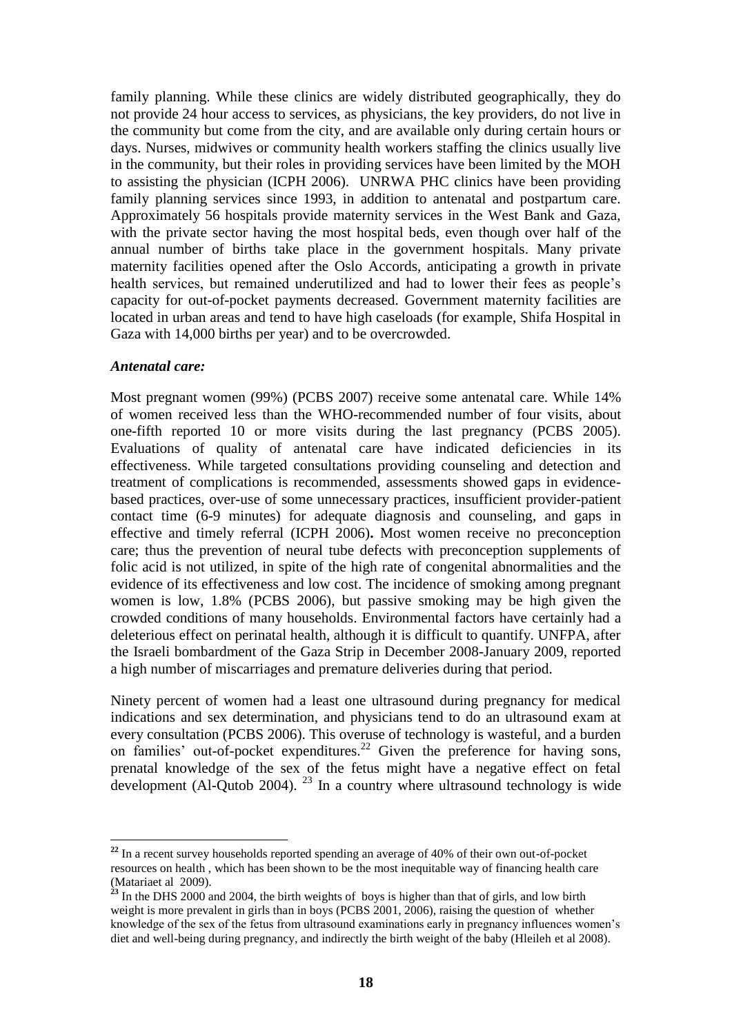family planning. While these clinics are widely distributed geographically, they do not provide 24 hour access to services, as physicians, the key providers, do not live in the community but come from the city, and are available only during certain hours or days. Nurses, midwives or community health workers staffing the clinics usually live in the community, but their roles in providing services have been limited by the MOH to assisting the physician (ICPH 2006). UNRWA PHC clinics have been providing family planning services since 1993, in addition to antenatal and postpartum care. Approximately 56 hospitals provide maternity services in the West Bank and Gaza, with the private sector having the most hospital beds, even though over half of the annual number of births take place in the government hospitals. Many private maternity facilities opened after the Oslo Accords, anticipating a growth in private health services, but remained underutilized and had to lower their fees as people's capacity for out-of-pocket payments decreased. Government maternity facilities are located in urban areas and tend to have high caseloads (for example, Shifa Hospital in Gaza with 14,000 births per year) and to be overcrowded.

***Antenatal care:***

Most pregnant women (99%) (PCBS 2007) receive some antenatal care. While 14% of women received less than the WHO-recommended number of four visits, about one-fifth reported 10 or more visits during the last pregnancy (PCBS 2005). Evaluations of quality of antenatal care have indicated deficiencies in its effectiveness. While targeted consultations providing counseling and detection and treatment of complications is recommended, assessments showed gaps in evidence-based practices, over-use of some unnecessary practices, insufficient provider-patient contact time (6-9 minutes) for adequate diagnosis and counseling, and gaps in effective and timely referral (ICPH 2006)**.** Most women receive no preconception care; thus the prevention of neural tube defects with preconception supplements of folic acid is not utilized, in spite of the high rate of congenital abnormalities and the evidence of its effectiveness and low cost. The incidence of smoking among pregnant women is low, 1.8% (PCBS 2006), but passive smoking may be high given the crowded conditions of many households. Environmental factors have certainly had a deleterious effect on perinatal health, although it is difficult to quantify. UNFPA, after the Israeli bombardment of the Gaza Strip in December 2008-January 2009, reported a high number of miscarriages and premature deliveries during that period.

Ninety percent of women had a least one ultrasound during pregnancy for medical indications and sex determination, and physicians tend to do an ultrasound exam at every consultation (PCBS 2006). This overuse of technology is wasteful, and a burden on families' out-of-pocket expenditures.[22] Given the preference for having sons, prenatal knowledge of the sex of the fetus might have a negative effect on fetal development (Al-Qutob 2004). [23] In a country where ultrasound technology is wide

---

[22] In a recent survey households reported spending an average of 40% of their own out-of-pocket resources on health , which has been shown to be the most inequitable way of financing health care (Matariaet al 2009).

[23] In the DHS 2000 and 2004, the birth weights of boys is higher than that of girls, and low birth weight is more prevalent in girls than in boys (PCBS 2001, 2006), raising the question of whether knowledge of the sex of the fetus from ultrasound examinations early in pregnancy influences women's diet and well-being during pregnancy, and indirectly the birth weight of the baby (Hleileh et al 2008).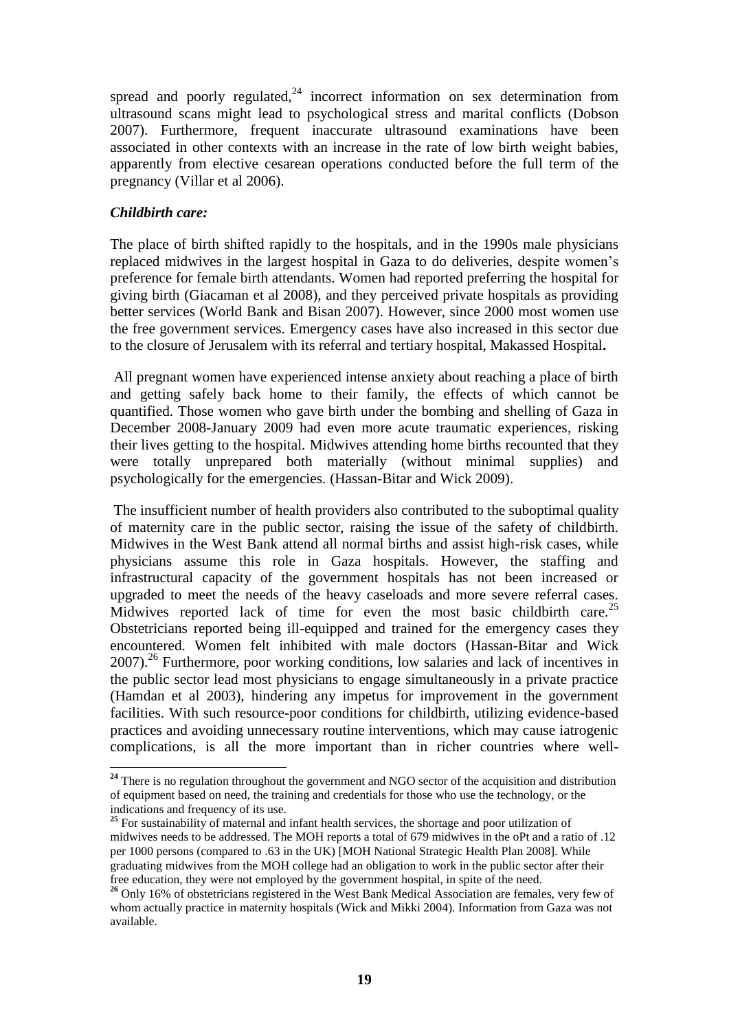spread and poorly regulated,[24] incorrect information on sex determination from ultrasound scans might lead to psychological stress and marital conflicts (Dobson 2007). Furthermore, frequent inaccurate ultrasound examinations have been associated in other contexts with an increase in the rate of low birth weight babies, apparently from elective cesarean operations conducted before the full term of the pregnancy (Villar et al 2006).

***Childbirth care:***

The place of birth shifted rapidly to the hospitals, and in the 1990s male physicians replaced midwives in the largest hospital in Gaza to do deliveries, despite women's preference for female birth attendants. Women had reported preferring the hospital for giving birth (Giacaman et al 2008), and they perceived private hospitals as providing better services (World Bank and Bisan 2007). However, since 2000 most women use the free government services. Emergency cases have also increased in this sector due to the closure of Jerusalem with its referral and tertiary hospital, Makassed Hospital**.**

All pregnant women have experienced intense anxiety about reaching a place of birth and getting safely back home to their family, the effects of which cannot be quantified. Those women who gave birth under the bombing and shelling of Gaza in December 2008-January 2009 had even more acute traumatic experiences, risking their lives getting to the hospital. Midwives attending home births recounted that they were totally unprepared both materially (without minimal supplies) and psychologically for the emergencies. (Hassan-Bitar and Wick 2009).

The insufficient number of health providers also contributed to the suboptimal quality of maternity care in the public sector, raising the issue of the safety of childbirth. Midwives in the West Bank attend all normal births and assist high-risk cases, while physicians assume this role in Gaza hospitals. However, the staffing and infrastructural capacity of the government hospitals has not been increased or upgraded to meet the needs of the heavy caseloads and more severe referral cases. Midwives reported lack of time for even the most basic childbirth care.[25] Obstetricians reported being ill-equipped and trained for the emergency cases they encountered. Women felt inhibited with male doctors (Hassan-Bitar and Wick 2007).[26] Furthermore, poor working conditions, low salaries and lack of incentives in the public sector lead most physicians to engage simultaneously in a private practice (Hamdan et al 2003), hindering any impetus for improvement in the government facilities. With such resource-poor conditions for childbirth, utilizing evidence-based practices and avoiding unnecessary routine interventions, which may cause iatrogenic complications, is all the more important than in richer countries where well-

---

[24] There is no regulation throughout the government and NGO sector of the acquisition and distribution of equipment based on need, the training and credentials for those who use the technology, or the indications and frequency of its use.

[25] For sustainability of maternal and infant health services, the shortage and poor utilization of midwives needs to be addressed. The MOH reports a total of 679 midwives in the oPt and a ratio of .12 per 1000 persons (compared to .63 in the UK) [MOH National Strategic Health Plan 2008]. While graduating midwives from the MOH college had an obligation to work in the public sector after their free education, they were not employed by the government hospital, in spite of the need.

[26] Only 16% of obstetricians registered in the West Bank Medical Association are females, very few of whom actually practice in maternity hospitals (Wick and Mikki 2004). Information from Gaza was not available.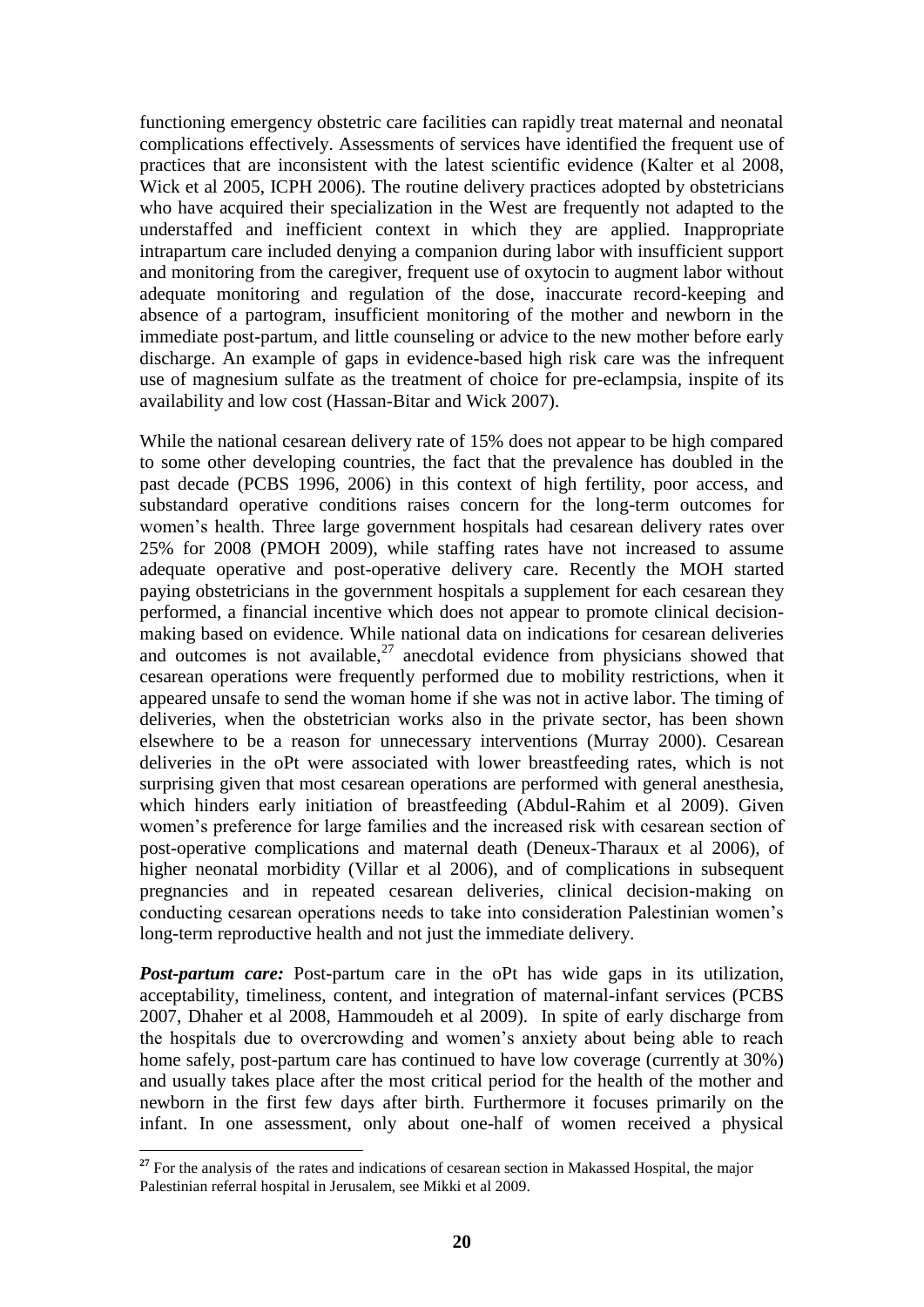functioning emergency obstetric care facilities can rapidly treat maternal and neonatal complications effectively. Assessments of services have identified the frequent use of practices that are inconsistent with the latest scientific evidence (Kalter et al 2008, Wick et al 2005, ICPH 2006). The routine delivery practices adopted by obstetricians who have acquired their specialization in the West are frequently not adapted to the understaffed and inefficient context in which they are applied. Inappropriate intrapartum care included denying a companion during labor with insufficient support and monitoring from the caregiver, frequent use of oxytocin to augment labor without adequate monitoring and regulation of the dose, inaccurate record-keeping and absence of a partogram, insufficient monitoring of the mother and newborn in the immediate post-partum, and little counseling or advice to the new mother before early discharge. An example of gaps in evidence-based high risk care was the infrequent use of magnesium sulfate as the treatment of choice for pre-eclampsia, inspite of its availability and low cost (Hassan-Bitar and Wick 2007).

While the national cesarean delivery rate of 15% does not appear to be high compared to some other developing countries, the fact that the prevalence has doubled in the past decade (PCBS 1996, 2006) in this context of high fertility, poor access, and substandard operative conditions raises concern for the long-term outcomes for women's health. Three large government hospitals had cesarean delivery rates over 25% for 2008 (PMOH 2009), while staffing rates have not increased to assume adequate operative and post-operative delivery care. Recently the MOH started paying obstetricians in the government hospitals a supplement for each cesarean they performed, a financial incentive which does not appear to promote clinical decision-making based on evidence. While national data on indications for cesarean deliveries and outcomes is not available,[27] anecdotal evidence from physicians showed that cesarean operations were frequently performed due to mobility restrictions, when it appeared unsafe to send the woman home if she was not in active labor. The timing of deliveries, when the obstetrician works also in the private sector, has been shown elsewhere to be a reason for unnecessary interventions (Murray 2000). Cesarean deliveries in the oPt were associated with lower breastfeeding rates, which is not surprising given that most cesarean operations are performed with general anesthesia, which hinders early initiation of breastfeeding (Abdul-Rahim et al 2009). Given women's preference for large families and the increased risk with cesarean section of post-operative complications and maternal death (Deneux-Tharaux et al 2006), of higher neonatal morbidity (Villar et al 2006), and of complications in subsequent pregnancies and in repeated cesarean deliveries, clinical decision-making on conducting cesarean operations needs to take into consideration Palestinian women's long-term reproductive health and not just the immediate delivery.

***Post-partum care:*** Post-partum care in the oPt has wide gaps in its utilization, acceptability, timeliness, content, and integration of maternal-infant services (PCBS 2007, Dhaher et al 2008, Hammoudeh et al 2009). In spite of early discharge from the hospitals due to overcrowding and women's anxiety about being able to reach home safely, post-partum care has continued to have low coverage (currently at 30%) and usually takes place after the most critical period for the health of the mother and newborn in the first few days after birth. Furthermore it focuses primarily on the infant. In one assessment, only about one-half of women received a physical

[27] For the analysis of the rates and indications of cesarean section in Makassed Hospital, the major Palestinian referral hospital in Jerusalem, see Mikki et al 2009.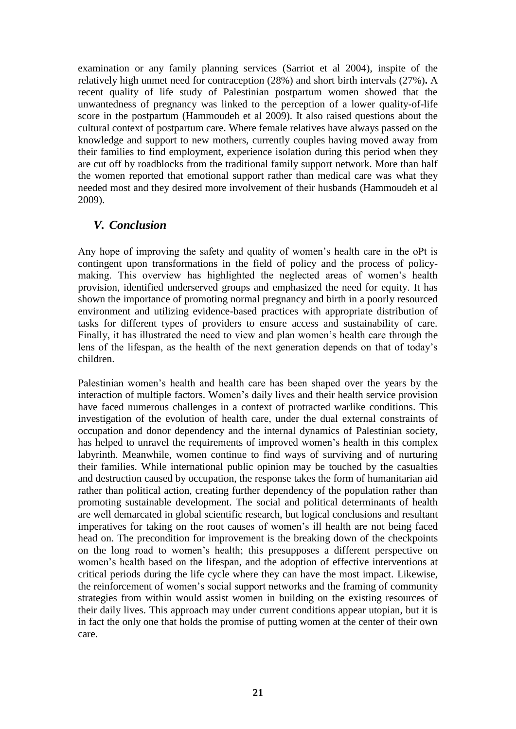examination or any family planning services (Sarriot et al 2004), inspite of the relatively high unmet need for contraception (28%) and short birth intervals (27%)**.** A recent quality of life study of Palestinian postpartum women showed that the unwantedness of pregnancy was linked to the perception of a lower quality-of-life score in the postpartum (Hammoudeh et al 2009). It also raised questions about the cultural context of postpartum care. Where female relatives have always passed on the knowledge and support to new mothers, currently couples having moved away from their families to find employment, experience isolation during this period when they are cut off by roadblocks from the traditional family support network. More than half the women reported that emotional support rather than medical care was what they needed most and they desired more involvement of their husbands (Hammoudeh et al 2009).

## *V. Conclusion*

Any hope of improving the safety and quality of women's health care in the oPt is contingent upon transformations in the field of policy and the process of policy-making. This overview has highlighted the neglected areas of women's health provision, identified underserved groups and emphasized the need for equity. It has shown the importance of promoting normal pregnancy and birth in a poorly resourced environment and utilizing evidence-based practices with appropriate distribution of tasks for different types of providers to ensure access and sustainability of care. Finally, it has illustrated the need to view and plan women's health care through the lens of the lifespan, as the health of the next generation depends on that of today's children.

Palestinian women's health and health care has been shaped over the years by the interaction of multiple factors. Women's daily lives and their health service provision have faced numerous challenges in a context of protracted warlike conditions. This investigation of the evolution of health care, under the dual external constraints of occupation and donor dependency and the internal dynamics of Palestinian society, has helped to unravel the requirements of improved women's health in this complex labyrinth. Meanwhile, women continue to find ways of surviving and of nurturing their families. While international public opinion may be touched by the casualties and destruction caused by occupation, the response takes the form of humanitarian aid rather than political action, creating further dependency of the population rather than promoting sustainable development. The social and political determinants of health are well demarcated in global scientific research, but logical conclusions and resultant imperatives for taking on the root causes of women's ill health are not being faced head on. The precondition for improvement is the breaking down of the checkpoints on the long road to women's health; this presupposes a different perspective on women's health based on the lifespan, and the adoption of effective interventions at critical periods during the life cycle where they can have the most impact. Likewise, the reinforcement of women's social support networks and the framing of community strategies from within would assist women in building on the existing resources of their daily lives. This approach may under current conditions appear utopian, but it is in fact the only one that holds the promise of putting women at the center of their own care.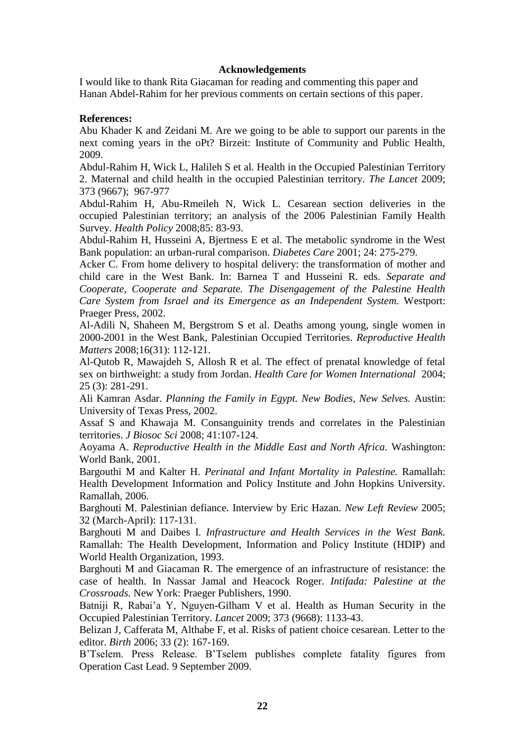## Acknowledgements

I would like to thank Rita Giacaman for reading and commenting this paper and Hanan Abdel-Rahim for her previous comments on certain sections of this paper.

**References:**

Abu Khader K and Zeidani M. Are we going to be able to support our parents in the next coming years in the oPt? Birzeit: Institute of Community and Public Health, 2009.

Abdul-Rahim H, Wick L, Halileh S et al. Health in the Occupied Palestinian Territory 2. Maternal and child health in the occupied Palestinian territory. *The Lancet* 2009; 373 (9667); 967-977

Abdul-Rahim H, Abu-Rmeileh N, Wick L. Cesarean section deliveries in the occupied Palestinian territory; an analysis of the 2006 Palestinian Family Health Survey. *Health Policy* 2008;85: 83-93.

Abdul-Rahim H, Husseini A, Bjertness E et al. The metabolic syndrome in the West Bank population: an urban-rural comparison. *Diabetes Care* 2001; 24: 275-279.

Acker C. From home delivery to hospital delivery: the transformation of mother and child care in the West Bank. In: Barnea T and Husseini R. eds. *Separate and Cooperate, Cooperate and Separate. The Disengagement of the Palestine Health Care System from Israel and its Emergence as an Independent System.* Westport: Praeger Press, 2002.

Al-Adili N, Shaheen M, Bergstrom S et al. Deaths among young, single women in 2000-2001 in the West Bank, Palestinian Occupied Territories. *Reproductive Health Matters* 2008;16(31): 112-121.

Al-Qutob R, Mawajdeh S, Allosh R et al. The effect of prenatal knowledge of fetal sex on birthweight: a study from Jordan. *Health Care for Women International* 2004; 25 (3): 281-291.

Ali Kamran Asdar. *Planning the Family in Egypt. New Bodies, New Selves.* Austin: University of Texas Press, 2002.

Assaf S and Khawaja M. Consanguinity trends and correlates in the Palestinian territories. *J Biosoc Sci* 2008; 41:107-124.

Aoyama A. *Reproductive Health in the Middle East and North Africa.* Washington: World Bank, 2001.

Bargouthi M and Kalter H. *Perinatal and Infant Mortality in Palestine.* Ramallah: Health Development Information and Policy Institute and John Hopkins University. Ramallah, 2006.

Barghouti M. Palestinian defiance. Interview by Eric Hazan. *New Left Review* 2005; 32 (March-April): 117-131.

Barghouti M and Daibes I. *Infrastructure and Health Services in the West Bank.* Ramallah: The Health Development, Information and Policy Institute (HDIP) and World Health Organization, 1993.

Barghouti M and Giacaman R. The emergence of an infrastructure of resistance: the case of health. In Nassar Jamal and Heacock Roger. *Intifada: Palestine at the Crossroads.* New York: Praeger Publishers, 1990.

Batniji R, Rabai'a Y, Nguyen-Gilham V et al. Health as Human Security in the Occupied Palestinian Territory. *Lancet* 2009; 373 (9668): 1133-43.

Belizan J, Cafferata M, Althabe F, et al. Risks of patient choice cesarean. Letter to the editor. *Birth* 2006; 33 (2): 167-169.

B'Tselem. Press Release. B'Tselem publishes complete fatality figures from Operation Cast Lead. 9 September 2009.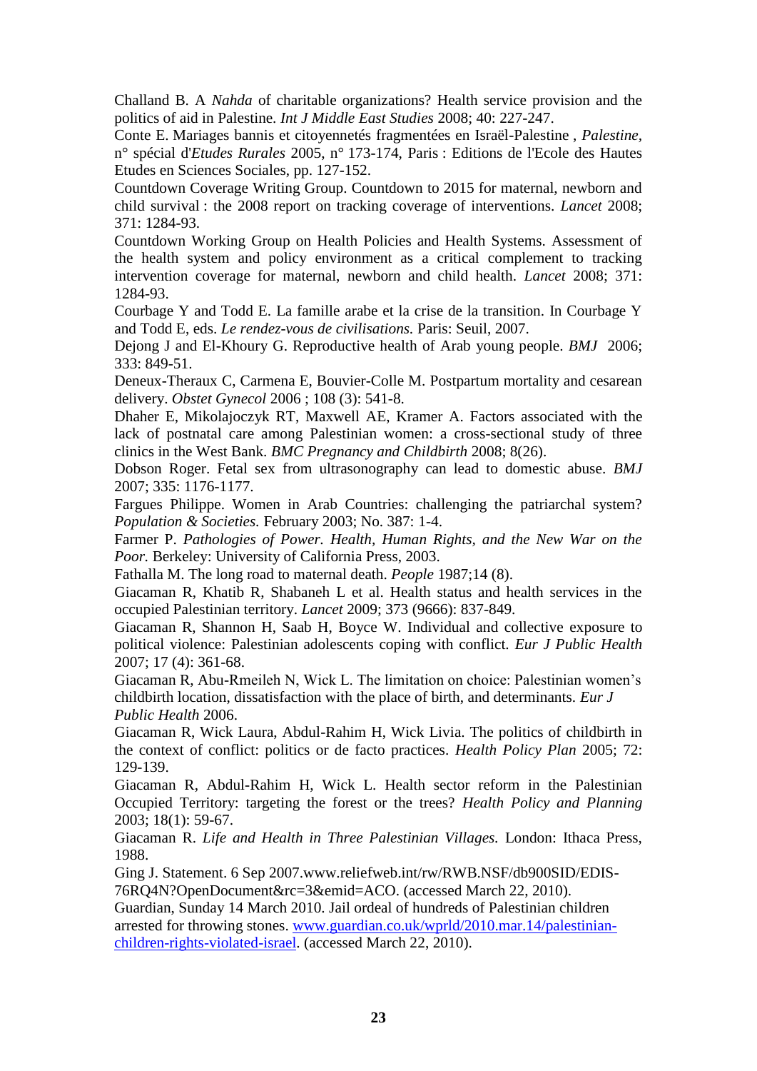Challand B. A *Nahda* of charitable organizations? Health service provision and the politics of aid in Palestine. *Int J Middle East Studies* 2008; 40: 227-247.

Conte E. Mariages bannis et citoyennetés fragmentées en Israël-Palestine , *Palestine*, n° spécial d'*Etudes Rurales* 2005, n° 173-174, Paris : Editions de l'Ecole des Hautes Etudes en Sciences Sociales, pp. 127-152.

Countdown Coverage Writing Group. Countdown to 2015 for maternal, newborn and child survival : the 2008 report on tracking coverage of interventions. *Lancet* 2008; 371: 1284-93.

Countdown Working Group on Health Policies and Health Systems. Assessment of the health system and policy environment as a critical complement to tracking intervention coverage for maternal, newborn and child health. *Lancet* 2008; 371: 1284-93.

Courbage Y and Todd E. La famille arabe et la crise de la transition. In Courbage Y and Todd E, eds. *Le rendez-vous de civilisations*. Paris: Seuil, 2007.

Dejong J and El-Khoury G. Reproductive health of Arab young people. *BMJ* 2006; 333: 849-51.

Deneux-Theraux C, Carmena E, Bouvier-Colle M. Postpartum mortality and cesarean delivery. *Obstet Gynecol* 2006 ; 108 (3): 541-8.

Dhaher E, Mikolajczyk RT, Maxwell AE, Kramer A. Factors associated with the lack of postnatal care among Palestinian women: a cross-sectional study of three clinics in the West Bank. *BMC Pregnancy and Childbirth* 2008; 8(26).

Dobson Roger. Fetal sex from ultrasonography can lead to domestic abuse. *BMJ* 2007; 335: 1176-1177.

Fargues Philippe. Women in Arab Countries: challenging the patriarchal system? *Population & Societies*. February 2003; No. 387: 1-4.

Farmer P. *Pathologies of Power. Health, Human Rights, and the New War on the Poor.* Berkeley: University of California Press, 2003.

Fathalla M. The long road to maternal death. *People* 1987;14 (8).

Giacaman R, Khatib R, Shabaneh L et al. Health status and health services in the occupied Palestinian territory. *Lancet* 2009; 373 (9666): 837-849.

Giacaman R, Shannon H, Saab H, Boyce W. Individual and collective exposure to political violence: Palestinian adolescents coping with conflict. *Eur J Public Health* 2007; 17 (4): 361-68.

Giacaman R, Abu-Rmeileh N, Wick L. The limitation on choice: Palestinian women's childbirth location, dissatisfaction with the place of birth, and determinants. *Eur J Public Health* 2006.

Giacaman R, Wick Laura, Abdul-Rahim H, Wick Livia. The politics of childbirth in the context of conflict: politics or de facto practices. *Health Policy Plan* 2005; 72: 129-139.

Giacaman R, Abdul-Rahim H, Wick L. Health sector reform in the Palestinian Occupied Territory: targeting the forest or the trees? *Health Policy and Planning* 2003; 18(1): 59-67.

Giacaman R. *Life and Health in Three Palestinian Villages.* London: Ithaca Press, 1988.

Ging J. Statement. 6 Sep 2007.www.reliefweb.int/rw/RWB.NSF/db900SID/EDIS-76RQ4N?OpenDocument&rc=3&emid=ACO. (accessed March 22, 2010).

Guardian, Sunday 14 March 2010. Jail ordeal of hundreds of Palestinian children arrested for throwing stones. [www.guardian.co.uk/wprld/2010.mar.14/palestinian-children-rights-violated-israel](www.guardian.co.uk/wprld/2010.mar.14/palestinian-children-rights-violated-israel). (accessed March 22, 2010).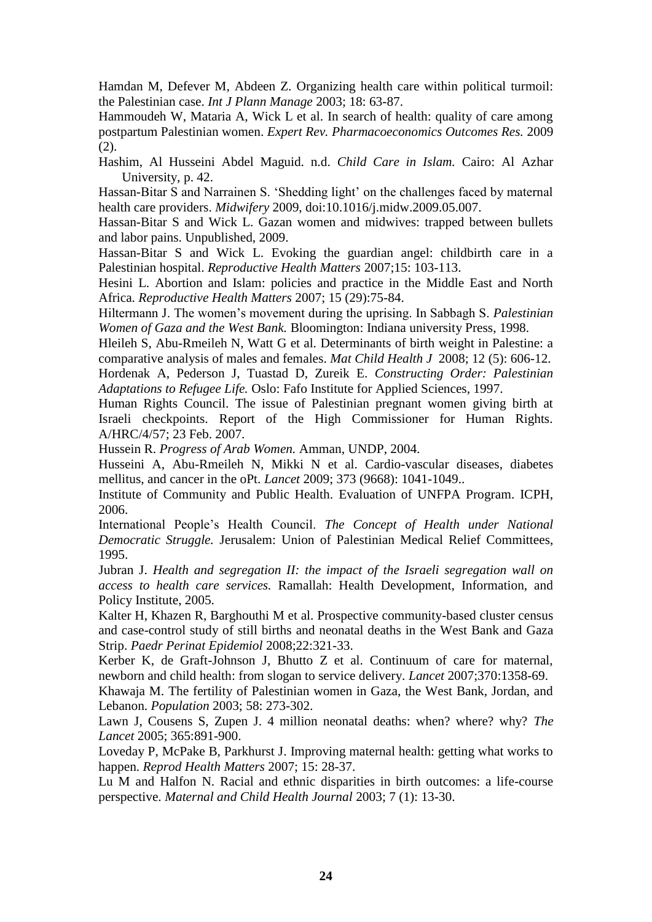Hamdan M, Defever M, Abdeen Z. Organizing health care within political turmoil: the Palestinian case. *Int J Plann Manage* 2003; 18: 63-87.

Hammoudeh W, Mataria A, Wick L et al. In search of health: quality of care among postpartum Palestinian women. *Expert Rev. Pharmacoeconomics Outcomes Res.* 2009 (2).

Hashim, Al Husseini Abdel Maguid. n.d. *Child Care in Islam.* Cairo: Al Azhar University, p. 42.

Hassan-Bitar S and Narrainen S. 'Shedding light' on the challenges faced by maternal health care providers. *Midwifery* 2009, doi:10.1016/j.midw.2009.05.007.

Hassan-Bitar S and Wick L. Gazan women and midwives: trapped between bullets and labor pains. Unpublished, 2009.

Hassan-Bitar S and Wick L. Evoking the guardian angel: childbirth care in a Palestinian hospital. *Reproductive Health Matters* 2007;15: 103-113.

Hesini L. Abortion and Islam: policies and practice in the Middle East and North Africa. *Reproductive Health Matters* 2007; 15 (29):75-84.

Hiltermann J. The women's movement during the uprising. In Sabbagh S. *Palestinian Women of Gaza and the West Bank.* Bloomington: Indiana university Press, 1998.

Hleileh S, Abu-Rmeileh N, Watt G et al. Determinants of birth weight in Palestine: a comparative analysis of males and females. *Mat Child Health J* 2008; 12 (5): 606-12.

Hordenak A, Pederson J, Tuastad D, Zureik E. *Constructing Order: Palestinian Adaptations to Refugee Life.* Oslo: Fafo Institute for Applied Sciences, 1997.

Human Rights Council. The issue of Palestinian pregnant women giving birth at Israeli checkpoints. Report of the High Commissioner for Human Rights. A/HRC/4/57; 23 Feb. 2007.

Hussein R. *Progress of Arab Women.* Amman, UNDP, 2004.

Husseini A, Abu-Rmeileh N, Mikki N et al. Cardio-vascular diseases, diabetes mellitus, and cancer in the oPt. *Lancet* 2009; 373 (9668): 1041-1049..

Institute of Community and Public Health. Evaluation of UNFPA Program. ICPH, 2006.

International People's Health Council. *The Concept of Health under National Democratic Struggle.* Jerusalem: Union of Palestinian Medical Relief Committees, 1995.

Jubran J. *Health and segregation II: the impact of the Israeli segregation wall on access to health care services.* Ramallah: Health Development, Information, and Policy Institute, 2005.

Kalter H, Khazen R, Barghouthi M et al. Prospective community-based cluster census and case-control study of still births and neonatal deaths in the West Bank and Gaza Strip. *Paedr Perinat Epidemiol* 2008;22:321-33.

Kerber K, de Graft-Johnson J, Bhutto Z et al. Continuum of care for maternal, newborn and child health: from slogan to service delivery. *Lancet* 2007;370:1358-69.

Khawaja M. The fertility of Palestinian women in Gaza, the West Bank, Jordan, and Lebanon. *Population* 2003; 58: 273-302.

Lawn J, Cousens S, Zupen J. 4 million neonatal deaths: when? where? why? *The Lancet* 2005; 365:891-900.

Loveday P, McPake B, Parkhurst J. Improving maternal health: getting what works to happen. *Reprod Health Matters* 2007; 15: 28-37.

Lu M and Halfon N. Racial and ethnic disparities in birth outcomes: a life-course perspective. *Maternal and Child Health Journal* 2003; 7 (1): 13-30.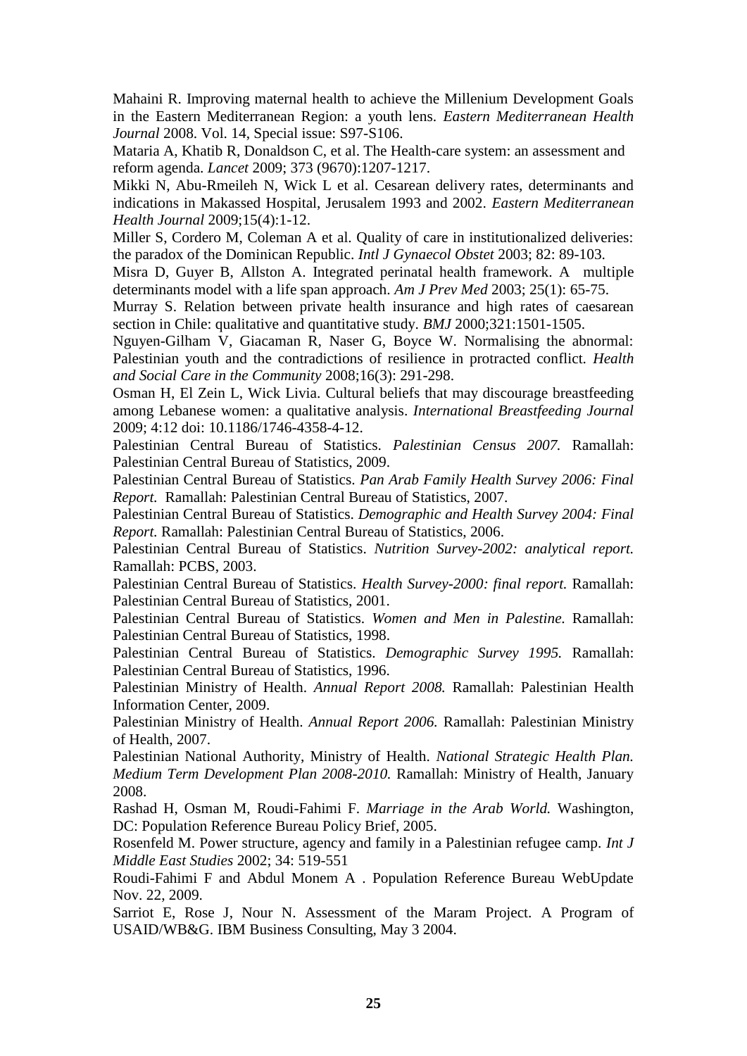Mahaini R. Improving maternal health to achieve the Millenium Development Goals in the Eastern Mediterranean Region: a youth lens. *Eastern Mediterranean Health Journal* 2008. Vol. 14, Special issue: S97-S106.

Mataria A, Khatib R, Donaldson C, et al. The Health-care system: an assessment and reform agenda. *Lancet* 2009; 373 (9670):1207-1217.

Mikki N, Abu-Rmeileh N, Wick L et al. Cesarean delivery rates, determinants and indications in Makassed Hospital, Jerusalem 1993 and 2002. *Eastern Mediterranean Health Journal* 2009;15(4):1-12.

Miller S, Cordero M, Coleman A et al. Quality of care in institutionalized deliveries: the paradox of the Dominican Republic. *Intl J Gynaecol Obstet* 2003; 82: 89-103.

Misra D, Guyer B, Allston A. Integrated perinatal health framework. A multiple determinants model with a life span approach. *Am J Prev Med* 2003; 25(1): 65-75.

Murray S. Relation between private health insurance and high rates of caesarean section in Chile: qualitative and quantitative study. *BMJ* 2000;321:1501-1505.

Nguyen-Gilham V, Giacaman R, Naser G, Boyce W. Normalising the abnormal: Palestinian youth and the contradictions of resilience in protracted conflict. *Health and Social Care in the Community* 2008;16(3): 291-298.

Osman H, El Zein L, Wick Livia. Cultural beliefs that may discourage breastfeeding among Lebanese women: a qualitative analysis. *International Breastfeeding Journal* 2009; 4:12 doi: 10.1186/1746-4358-4-12.

Palestinian Central Bureau of Statistics. *Palestinian Census 2007.* Ramallah: Palestinian Central Bureau of Statistics, 2009.

Palestinian Central Bureau of Statistics. *Pan Arab Family Health Survey 2006: Final Report.* Ramallah: Palestinian Central Bureau of Statistics, 2007.

Palestinian Central Bureau of Statistics. *Demographic and Health Survey 2004: Final Report.* Ramallah: Palestinian Central Bureau of Statistics, 2006.

Palestinian Central Bureau of Statistics. *Nutrition Survey-2002: analytical report.* Ramallah: PCBS, 2003.

Palestinian Central Bureau of Statistics. *Health Survey-2000: final report.* Ramallah: Palestinian Central Bureau of Statistics, 2001.

Palestinian Central Bureau of Statistics. *Women and Men in Palestine.* Ramallah: Palestinian Central Bureau of Statistics, 1998.

Palestinian Central Bureau of Statistics. *Demographic Survey 1995.* Ramallah: Palestinian Central Bureau of Statistics, 1996.

Palestinian Ministry of Health. *Annual Report 2008.* Ramallah: Palestinian Health Information Center, 2009.

Palestinian Ministry of Health. *Annual Report 2006.* Ramallah: Palestinian Ministry of Health, 2007.

Palestinian National Authority, Ministry of Health. *National Strategic Health Plan. Medium Term Development Plan 2008-2010.* Ramallah: Ministry of Health, January 2008.

Rashad H, Osman M, Roudi-Fahimi F. *Marriage in the Arab World.* Washington, DC: Population Reference Bureau Policy Brief, 2005.

Rosenfeld M. Power structure, agency and family in a Palestinian refugee camp. *Int J Middle East Studies* 2002; 34: 519-551

Roudi-Fahimi F and Abdul Monem A . Population Reference Bureau WebUpdate Nov. 22, 2009.

Sarriot E, Rose J, Nour N. Assessment of the Maram Project. A Program of USAID/WB&G. IBM Business Consulting, May 3 2004.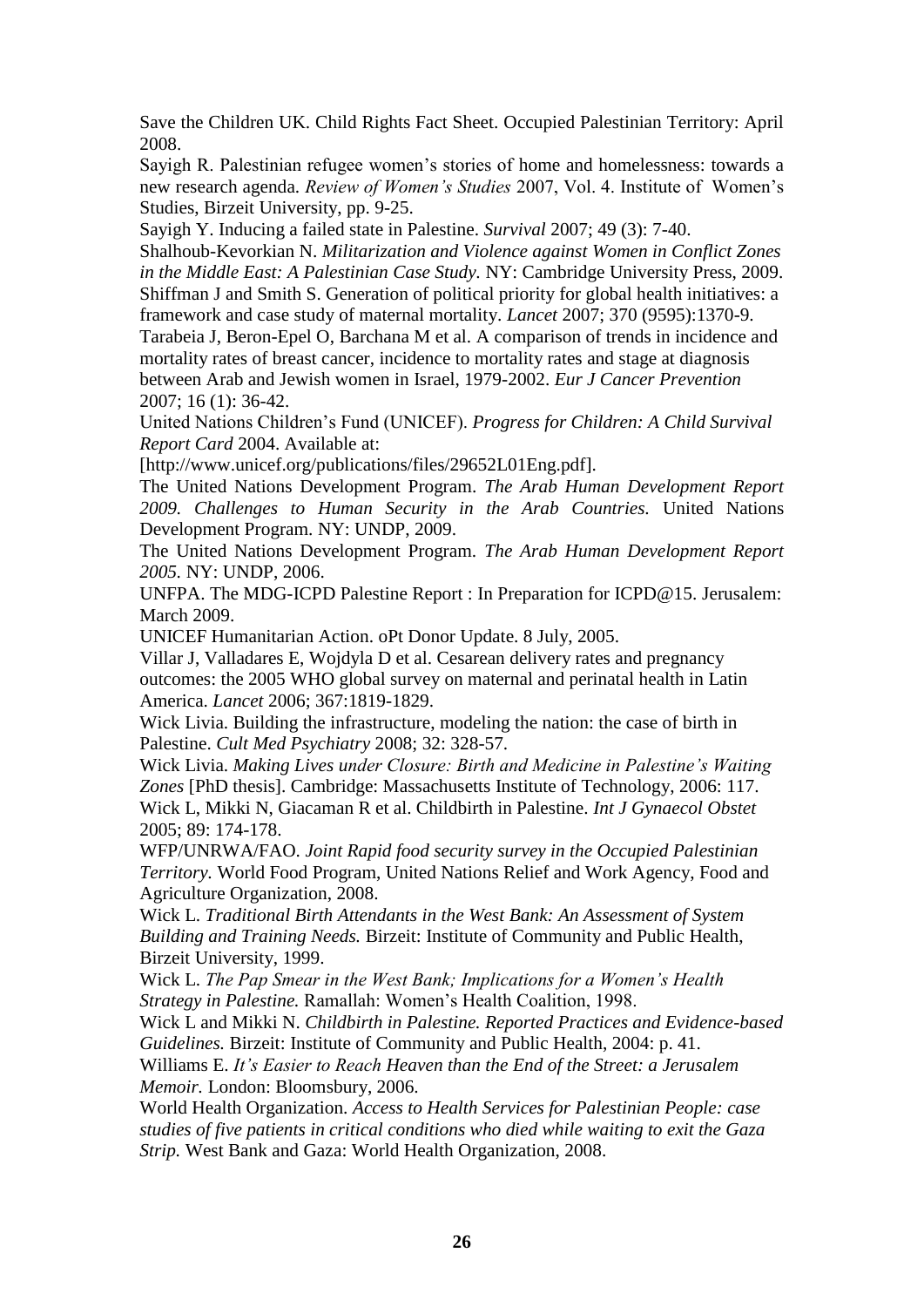Save the Children UK. Child Rights Fact Sheet. Occupied Palestinian Territory: April 2008.

Sayigh R. Palestinian refugee women's stories of home and homelessness: towards a new research agenda. *Review of Women's Studies* 2007, Vol. 4. Institute of Women's Studies, Birzeit University, pp. 9-25.

Sayigh Y. Inducing a failed state in Palestine. *Survival* 2007; 49 (3): 7-40.

Shalhoub-Kevorkian N. *Militarization and Violence against Women in Conflict Zones in the Middle East: A Palestinian Case Study.* NY: Cambridge University Press, 2009.

Shiffman J and Smith S. Generation of political priority for global health initiatives: a framework and case study of maternal mortality. *Lancet* 2007; 370 (9595):1370-9.

Tarabeia J, Beron-Epel O, Barchana M et al. A comparison of trends in incidence and mortality rates of breast cancer, incidence to mortality rates and stage at diagnosis between Arab and Jewish women in Israel, 1979-2002. *Eur J Cancer Prevention* 2007; 16 (1): 36-42.

United Nations Children's Fund (UNICEF). *Progress for Children: A Child Survival Report Card* 2004. Available at: [http://www.unicef.org/publications/files/29652L01Eng.pdf].

The United Nations Development Program. *The Arab Human Development Report 2009. Challenges to Human Security in the Arab Countries.* United Nations Development Program. NY: UNDP, 2009.

The United Nations Development Program. *The Arab Human Development Report 2005.* NY: UNDP, 2006.

UNFPA. The MDG-ICPD Palestine Report : In Preparation for ICPD@15. Jerusalem: March 2009.

UNICEF Humanitarian Action. oPt Donor Update. 8 July, 2005.

Villar J, Valladares E, Wojdyla D et al. Cesarean delivery rates and pregnancy outcomes: the 2005 WHO global survey on maternal and perinatal health in Latin America. *Lancet* 2006; 367:1819-1829.

Wick Livia. Building the infrastructure, modeling the nation: the case of birth in Palestine. *Cult Med Psychiatry* 2008; 32: 328-57.

Wick Livia. *Making Lives under Closure: Birth and Medicine in Palestine's Waiting Zones* [PhD thesis]. Cambridge: Massachusetts Institute of Technology, 2006: 117.

Wick L, Mikki N, Giacaman R et al. Childbirth in Palestine. *Int J Gynaecol Obstet* 2005; 89: 174-178.

WFP/UNRWA/FAO. *Joint Rapid food security survey in the Occupied Palestinian Territory.* World Food Program, United Nations Relief and Work Agency, Food and Agriculture Organization, 2008.

Wick L. *Traditional Birth Attendants in the West Bank: An Assessment of System Building and Training Needs.* Birzeit: Institute of Community and Public Health, Birzeit University, 1999.

Wick L. *The Pap Smear in the West Bank; Implications for a Women's Health Strategy in Palestine.* Ramallah: Women's Health Coalition, 1998.

Wick L and Mikki N. *Childbirth in Palestine. Reported Practices and Evidence-based Guidelines.* Birzeit: Institute of Community and Public Health, 2004: p. 41.

Williams E. *It's Easier to Reach Heaven than the End of the Street: a Jerusalem Memoir.* London: Bloomsbury, 2006.

World Health Organization. *Access to Health Services for Palestinian People: case studies of five patients in critical conditions who died while waiting to exit the Gaza Strip.* West Bank and Gaza: World Health Organization, 2008.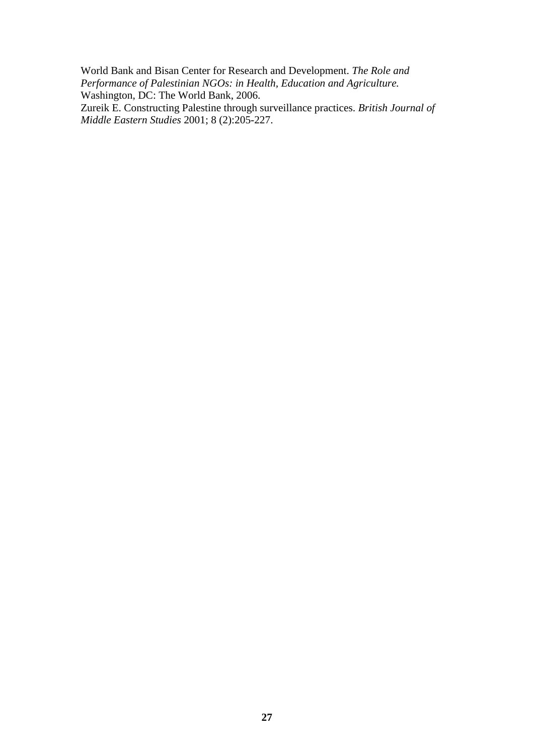World Bank and Bisan Center for Research and Development. *The Role and Performance of Palestinian NGOs: in Health, Education and Agriculture.* Washington, DC: The World Bank, 2006.

Zureik E. Constructing Palestine through surveillance practices. *British Journal of Middle Eastern Studies* 2001; 8 (2):205-227.